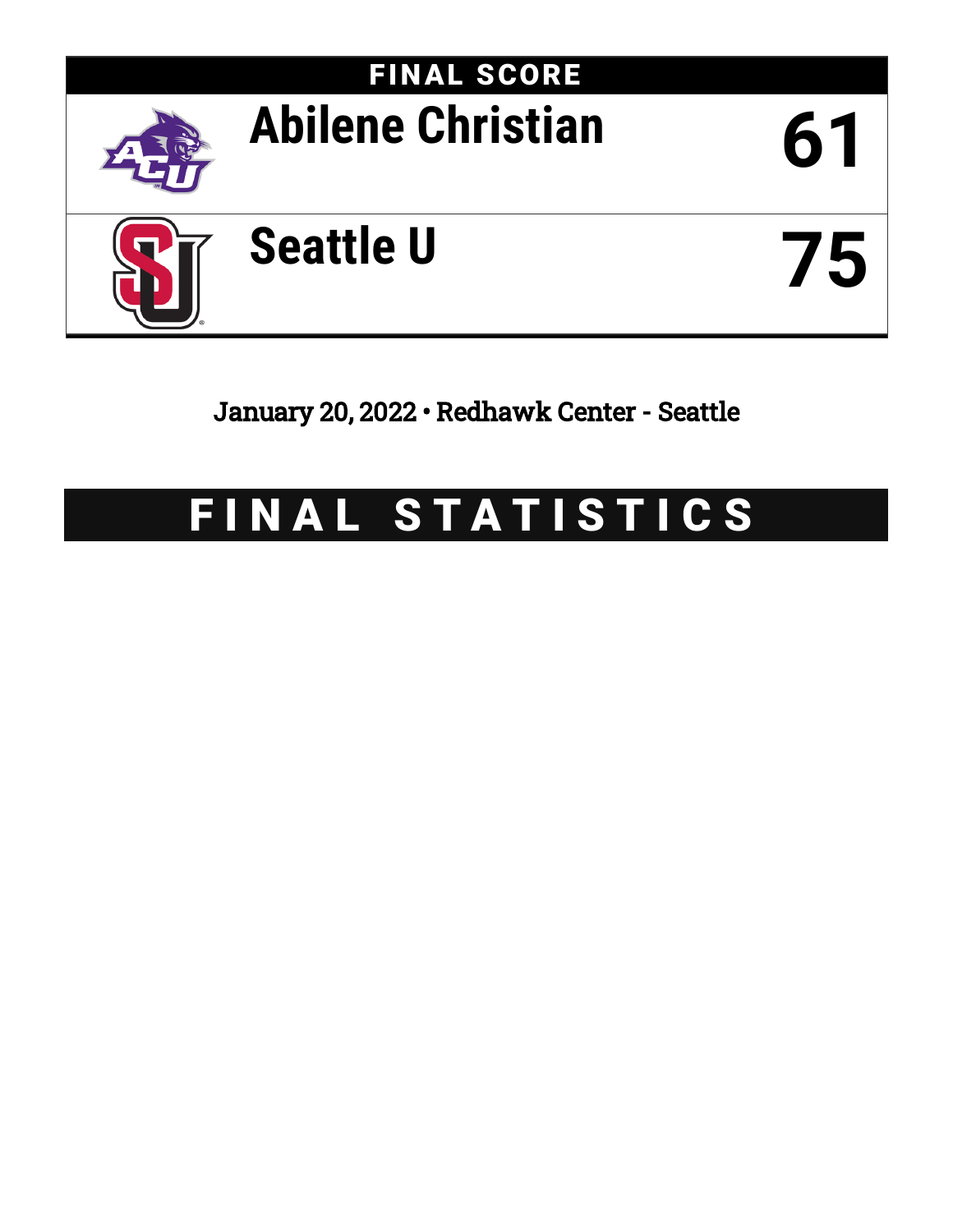# FINAL SCORE

| Team | Score |
| --- | --- |
| Abilene Christian | 61 |
| Seattle U | 75 |

January 20, 2022 • Redhawk Center - Seattle

# FINAL STATISTICS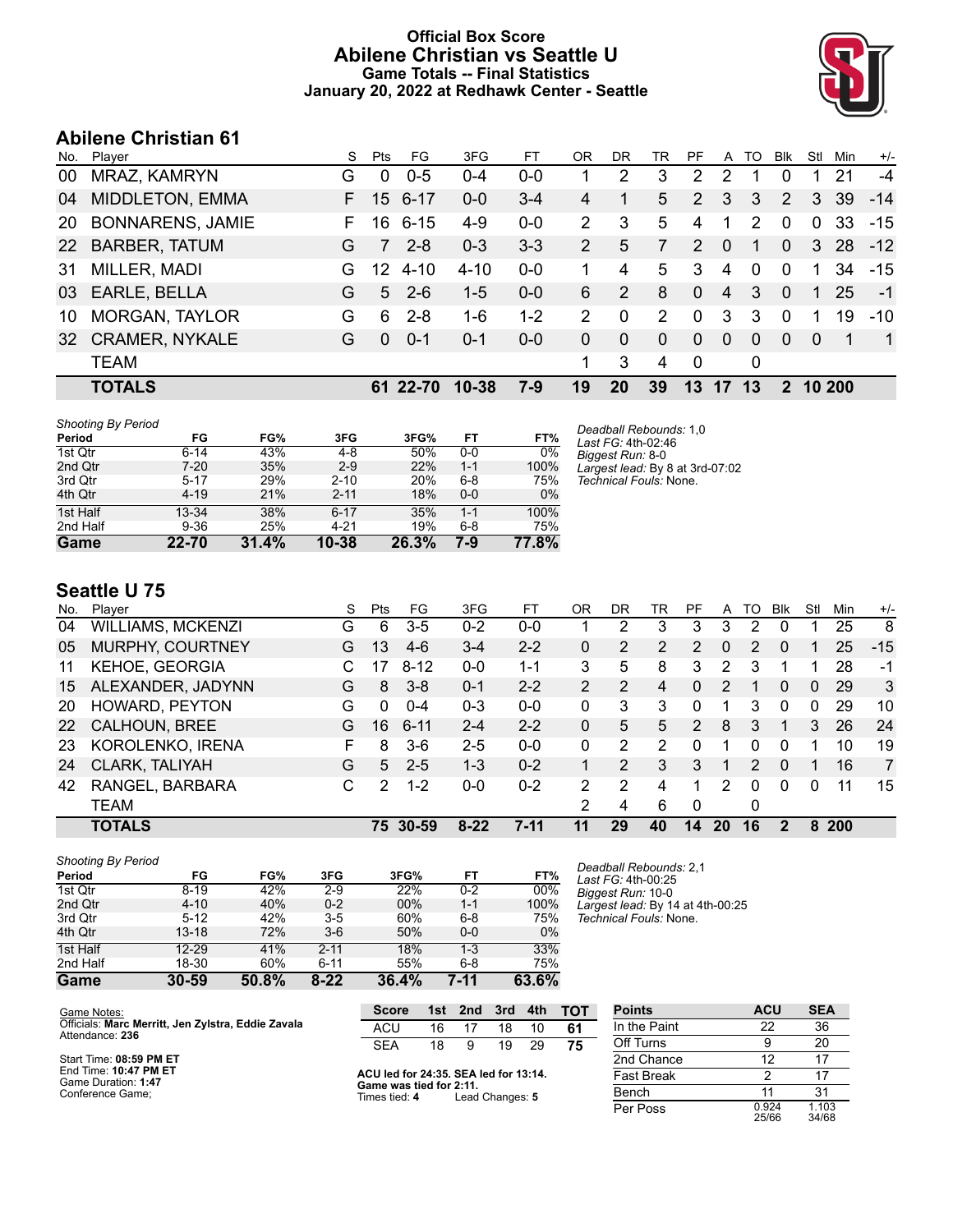# Official Box Score
# Abilene Christian vs Seattle U
## Game Totals -- Final Statistics
## January 20, 2022 at Redhawk Center - Seattle

## Abilene Christian 61

| No. | Player | S | Pts | FG | 3FG | FT | OR | DR | TR | PF | A | TO | Blk | Stl | Min | +/- |
|---|---|---|---|---|---|---|---|---|---|---|---|---|---|---|---|---|
| 00 | MRAZ, KAMRYN | G | 0 | 0-5 | 0-4 | 0-0 | 1 | 2 | 3 | 2 | 2 | 1 | 0 | 1 | 21 | -4 |
| 04 | MIDDLETON, EMMA | F | 15 | 6-17 | 0-0 | 3-4 | 4 | 1 | 5 | 2 | 3 | 3 | 2 | 3 | 39 | -14 |
| 20 | BONNARENS, JAMIE | F | 16 | 6-15 | 4-9 | 0-0 | 2 | 3 | 5 | 4 | 1 | 2 | 0 | 0 | 33 | -15 |
| 22 | BARBER, TATUM | G | 7 | 2-8 | 0-3 | 3-3 | 2 | 5 | 7 | 2 | 0 | 1 | 0 | 3 | 28 | -12 |
| 31 | MILLER, MADI | G | 12 | 4-10 | 4-10 | 0-0 | 1 | 4 | 5 | 3 | 4 | 0 | 0 | 1 | 34 | -15 |
| 03 | EARLE, BELLA | G | 5 | 2-6 | 1-5 | 0-0 | 6 | 2 | 8 | 0 | 4 | 3 | 0 | 1 | 25 | -1 |
| 10 | MORGAN, TAYLOR | G | 6 | 2-8 | 1-6 | 1-2 | 2 | 0 | 2 | 0 | 3 | 3 | 0 | 1 | 19 | -10 |
| 32 | CRAMER, NYKALE | G | 0 | 0-1 | 0-1 | 0-0 | 0 | 0 | 0 | 0 | 0 | 0 | 0 | 0 | 1 | 1 |
| | TEAM | | | | | | 1 | 3 | 4 | 0 | | 0 | | | | |
| | **TOTALS** | | **61** | **22-70** | **10-38** | **7-9** | **19** | **20** | **39** | **13** | **17** | **13** | **2** | **10** | **200** | |

*Shooting By Period*

| Period | FG | FG% | 3FG | 3FG% | FT | FT% |
|---|---|---|---|---|---|---|
| 1st Qtr | 6-14 | 43% | 4-8 | 50% | 0-0 | 0% |
| 2nd Qtr | 7-20 | 35% | 2-9 | 22% | 1-1 | 100% |
| 3rd Qtr | 5-17 | 29% | 2-10 | 20% | 6-8 | 75% |
| 4th Qtr | 4-19 | 21% | 2-11 | 18% | 0-0 | 0% |
| 1st Half | 13-34 | 38% | 6-17 | 35% | 1-1 | 100% |
| 2nd Half | 9-36 | 25% | 4-21 | 19% | 6-8 | 75% |
| **Game** | **22-70** | **31.4%** | **10-38** | **26.3%** | **7-9** | **77.8%** |

*Deadball Rebounds:* 1,0
*Last FG:* 4th-02:46
*Biggest Run:* 8-0
*Largest lead:* By 8 at 3rd-07:02
*Technical Fouls:* None.

## Seattle U 75

| No. | Player | S | Pts | FG | 3FG | FT | OR | DR | TR | PF | A | TO | Blk | Stl | Min | +/- |
|---|---|---|---|---|---|---|---|---|---|---|---|---|---|---|---|---|
| 04 | WILLIAMS, MCKENZI | G | 6 | 3-5 | 0-2 | 0-0 | 1 | 2 | 3 | 3 | 3 | 2 | 0 | 1 | 25 | 8 |
| 05 | MURPHY, COURTNEY | G | 13 | 4-6 | 3-4 | 2-2 | 0 | 2 | 2 | 2 | 0 | 2 | 0 | 1 | 25 | -15 |
| 11 | KEHOE, GEORGIA | C | 17 | 8-12 | 0-0 | 1-1 | 3 | 5 | 8 | 3 | 2 | 3 | 1 | 1 | 28 | -1 |
| 15 | ALEXANDER, JADYNN | G | 8 | 3-8 | 0-1 | 2-2 | 2 | 2 | 4 | 0 | 2 | 1 | 0 | 0 | 29 | 3 |
| 20 | HOWARD, PEYTON | G | 0 | 0-4 | 0-3 | 0-0 | 0 | 3 | 3 | 0 | 1 | 3 | 0 | 0 | 29 | 10 |
| 22 | CALHOUN, BREE | G | 16 | 6-11 | 2-4 | 2-2 | 0 | 5 | 5 | 2 | 8 | 3 | 1 | 3 | 26 | 24 |
| 23 | KOROLENKO, IRENA | F | 8 | 3-6 | 2-5 | 0-0 | 0 | 2 | 2 | 0 | 1 | 0 | 0 | 1 | 10 | 19 |
| 24 | CLARK, TALIYAH | G | 5 | 2-5 | 1-3 | 0-2 | 1 | 2 | 3 | 3 | 1 | 2 | 0 | 1 | 16 | 7 |
| 42 | RANGEL, BARBARA | C | 2 | 1-2 | 0-0 | 0-2 | 2 | 2 | 4 | 1 | 2 | 0 | 0 | 0 | 11 | 15 |
| | TEAM | | | | | | 2 | 4 | 6 | 0 | | 0 | | | | |
| | **TOTALS** | | **75** | **30-59** | **8-22** | **7-11** | **11** | **29** | **40** | **14** | **20** | **16** | **2** | **8** | **200** | |

*Shooting By Period*

| Period | FG | FG% | 3FG | 3FG% | FT | FT% |
|---|---|---|---|---|---|---|
| 1st Qtr | 8-19 | 42% | 2-9 | 22% | 0-2 | 00% |
| 2nd Qtr | 4-10 | 40% | 0-2 | 00% | 1-1 | 100% |
| 3rd Qtr | 5-12 | 42% | 3-5 | 60% | 6-8 | 75% |
| 4th Qtr | 13-18 | 72% | 3-6 | 50% | 0-0 | 0% |
| 1st Half | 12-29 | 41% | 2-11 | 18% | 1-3 | 33% |
| 2nd Half | 18-30 | 60% | 6-11 | 55% | 6-8 | 75% |
| **Game** | **30-59** | **50.8%** | **8-22** | **36.4%** | **7-11** | **63.6%** |

*Deadball Rebounds:* 2,1
*Last FG:* 4th-00:25
*Biggest Run:* 10-0
*Largest lead:* By 14 at 4th-00:25
*Technical Fouls:* None.

Game Notes:
Officials: **Marc Merritt, Jen Zylstra, Eddie Zavala**
Attendance: **236**

Start Time: **08:59 PM ET**
End Time: **10:47 PM ET**
Game Duration: **1:47**
Conference Game;

| Score | 1st | 2nd | 3rd | 4th | TOT |
|---|---|---|---|---|---|
| ACU | 16 | 17 | 18 | 10 | **61** |
| SEA | 18 | 9 | 19 | 29 | **75** |

**ACU led for 24:35. SEA led for 13:14.**
**Game was tied for 2:11.**
Times tied: **4** Lead Changes: **5**

| Points | ACU | SEA |
|---|---|---|
| In the Paint | 22 | 36 |
| Off Turns | 9 | 20 |
| 2nd Chance | 12 | 17 |
| Fast Break | 2 | 17 |
| Bench | 11 | 31 |
| Per Poss | 0.924 25/66 | 1.103 34/68 |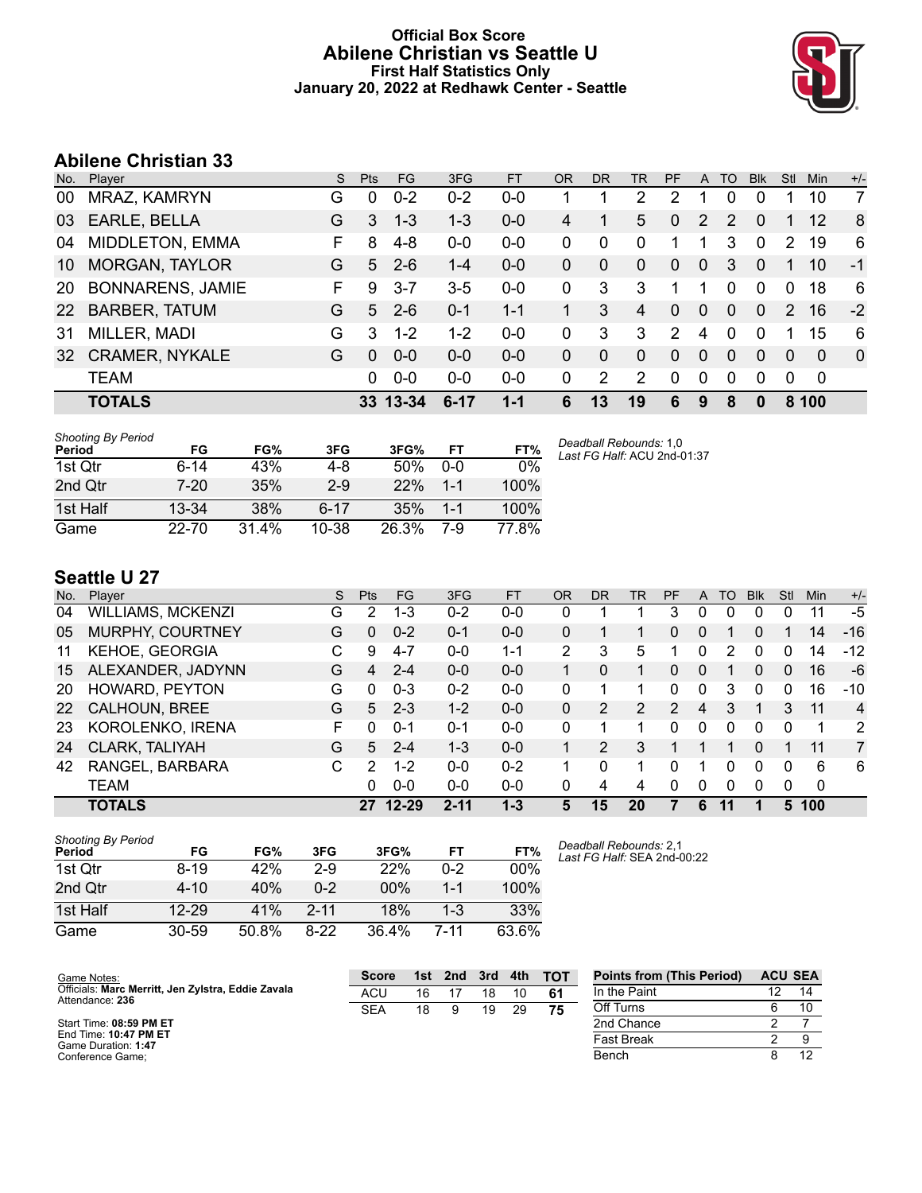# Official Box Score
## Abilene Christian vs Seattle U
### First Half Statistics Only
### January 20, 2022 at Redhawk Center - Seattle

## Abilene Christian 33

| No. | Player | S | Pts | FG | 3FG | FT | OR | DR | TR | PF | A | TO | Blk | Stl | Min | +/- |
|---|---|---|---|---|---|---|---|---|---|---|---|---|---|---|---|---|
| 00 | MRAZ, KAMRYN | G | 0 | 0-2 | 0-2 | 0-0 | 1 | 1 | 2 | 2 | 1 | 0 | 0 | 1 | 10 | 7 |
| 03 | EARLE, BELLA | G | 3 | 1-3 | 1-3 | 0-0 | 4 | 1 | 5 | 0 | 2 | 2 | 0 | 1 | 12 | 8 |
| 04 | MIDDLETON, EMMA | F | 8 | 4-8 | 0-0 | 0-0 | 0 | 0 | 0 | 1 | 1 | 3 | 0 | 2 | 19 | 6 |
| 10 | MORGAN, TAYLOR | G | 5 | 2-6 | 1-4 | 0-0 | 0 | 0 | 0 | 0 | 0 | 3 | 0 | 1 | 10 | -1 |
| 20 | BONNARENS, JAMIE | F | 9 | 3-7 | 3-5 | 0-0 | 0 | 3 | 3 | 1 | 1 | 0 | 0 | 0 | 18 | 6 |
| 22 | BARBER, TATUM | G | 5 | 2-6 | 0-1 | 1-1 | 1 | 3 | 4 | 0 | 0 | 0 | 0 | 2 | 16 | -2 |
| 31 | MILLER, MADI | G | 3 | 1-2 | 1-2 | 0-0 | 0 | 3 | 3 | 2 | 4 | 0 | 0 | 1 | 15 | 6 |
| 32 | CRAMER, NYKALE | G | 0 | 0-0 | 0-0 | 0-0 | 0 | 0 | 0 | 0 | 0 | 0 | 0 | 0 | 0 | 0 |
| | TEAM | | 0 | 0-0 | 0-0 | 0-0 | 0 | 2 | 2 | 0 | 0 | 0 | 0 | 0 | 0 | |
| | **TOTALS** | | **33** | **13-34** | **6-17** | **1-1** | **6** | **13** | **19** | **6** | **9** | **8** | **0** | **8** | **100** | |

*Shooting By Period*

| Period | FG | FG% | 3FG | 3FG% | FT | FT% |
|---|---|---|---|---|---|---|
| 1st Qtr | 6-14 | 43% | 4-8 | 50% | 0-0 | 0% |
| 2nd Qtr | 7-20 | 35% | 2-9 | 22% | 1-1 | 100% |
| 1st Half | 13-34 | 38% | 6-17 | 35% | 1-1 | 100% |
| Game | 22-70 | 31.4% | 10-38 | 26.3% | 7-9 | 77.8% |

*Deadball Rebounds:* 1,0
*Last FG Half:* ACU 2nd-01:37

## Seattle U 27

| No. | Player | S | Pts | FG | 3FG | FT | OR | DR | TR | PF | A | TO | Blk | Stl | Min | +/- |
|---|---|---|---|---|---|---|---|---|---|---|---|---|---|---|---|---|
| 04 | WILLIAMS, MCKENZI | G | 2 | 1-3 | 0-2 | 0-0 | 0 | 1 | 1 | 3 | 0 | 0 | 0 | 0 | 11 | -5 |
| 05 | MURPHY, COURTNEY | G | 0 | 0-2 | 0-1 | 0-0 | 0 | 1 | 1 | 0 | 0 | 1 | 0 | 1 | 14 | -16 |
| 11 | KEHOE, GEORGIA | C | 9 | 4-7 | 0-0 | 1-1 | 2 | 3 | 5 | 1 | 0 | 2 | 0 | 0 | 14 | -12 |
| 15 | ALEXANDER, JADYNN | G | 4 | 2-4 | 0-0 | 0-0 | 1 | 0 | 1 | 0 | 0 | 1 | 0 | 0 | 16 | -6 |
| 20 | HOWARD, PEYTON | G | 0 | 0-3 | 0-2 | 0-0 | 0 | 1 | 1 | 0 | 0 | 3 | 0 | 0 | 16 | -10 |
| 22 | CALHOUN, BREE | G | 5 | 2-3 | 1-2 | 0-0 | 0 | 2 | 2 | 2 | 4 | 3 | 1 | 3 | 11 | 4 |
| 23 | KOROLENKO, IRENA | F | 0 | 0-1 | 0-1 | 0-0 | 0 | 1 | 1 | 0 | 0 | 0 | 0 | 0 | 1 | 2 |
| 24 | CLARK, TALIYAH | G | 5 | 2-4 | 1-3 | 0-0 | 1 | 2 | 3 | 1 | 1 | 1 | 0 | 1 | 11 | 7 |
| 42 | RANGEL, BARBARA | C | 2 | 1-2 | 0-0 | 0-2 | 1 | 0 | 1 | 0 | 1 | 0 | 0 | 0 | 6 | 6 |
| | TEAM | | 0 | 0-0 | 0-0 | 0-0 | 0 | 4 | 4 | 0 | 0 | 0 | 0 | 0 | 0 | |
| | **TOTALS** | | **27** | **12-29** | **2-11** | **1-3** | **5** | **15** | **20** | **7** | **6** | **11** | **1** | **5** | **100** | |

*Shooting By Period*

| Period | FG | FG% | 3FG | 3FG% | FT | FT% |
|---|---|---|---|---|---|---|
| 1st Qtr | 8-19 | 42% | 2-9 | 22% | 0-2 | 00% |
| 2nd Qtr | 4-10 | 40% | 0-2 | 00% | 1-1 | 100% |
| 1st Half | 12-29 | 41% | 2-11 | 18% | 1-3 | 33% |
| Game | 30-59 | 50.8% | 8-22 | 36.4% | 7-11 | 63.6% |

*Deadball Rebounds:* 2,1
*Last FG Half:* SEA 2nd-00:22

Game Notes:
Officials: **Marc Merritt, Jen Zylstra, Eddie Zavala**
Attendance: **236**

Start Time: **08:59 PM ET**
End Time: **10:47 PM ET**
Game Duration: **1:47**
Conference Game;

| Score | 1st | 2nd | 3rd | 4th | TOT |
|---|---|---|---|---|---|
| ACU | 16 | 17 | 18 | 10 | **61** |
| SEA | 18 | 9 | 19 | 29 | **75** |

| Points from (This Period) | ACU | SEA |
|---|---|---|
| In the Paint | 12 | 14 |
| Off Turns | 6 | 10 |
| 2nd Chance | 2 | 7 |
| Fast Break | 2 | 9 |
| Bench | 8 | 12 |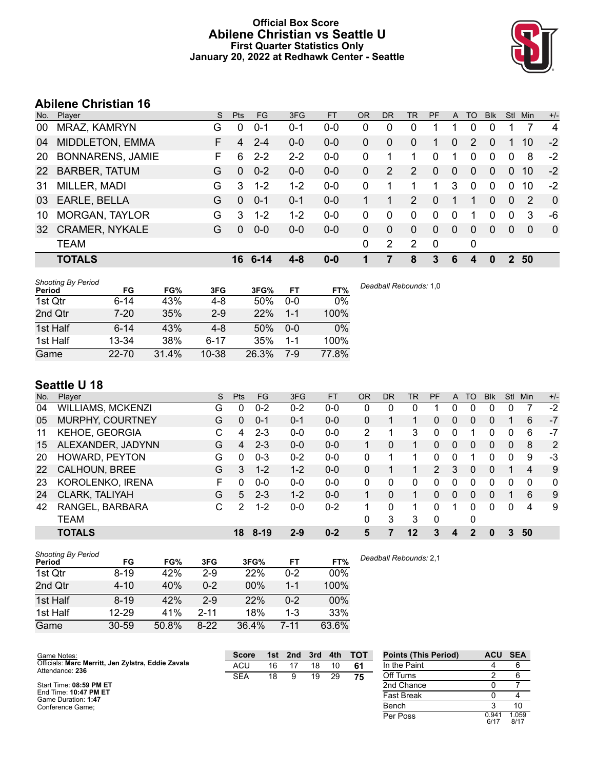# Official Box Score
## Abilene Christian vs Seattle U
### First Quarter Statistics Only
### January 20, 2022 at Redhawk Center - Seattle

## Abilene Christian 16

| No. | Player | S | Pts | FG | 3FG | FT | OR | DR | TR | PF | A | TO | Blk | Stl | Min | +/- |
|---|---|---|---|---|---|---|---|---|---|---|---|---|---|---|---|---|
| 00 | MRAZ, KAMRYN | G | 0 | 0-1 | 0-1 | 0-0 | 0 | 0 | 0 | 1 | 1 | 0 | 0 | 1 | 7 | 4 |
| 04 | MIDDLETON, EMMA | F | 4 | 2-4 | 0-0 | 0-0 | 0 | 0 | 0 | 1 | 0 | 2 | 0 | 1 | 10 | -2 |
| 20 | BONNARENS, JAMIE | F | 6 | 2-2 | 2-2 | 0-0 | 0 | 1 | 1 | 0 | 1 | 0 | 0 | 0 | 8 | -2 |
| 22 | BARBER, TATUM | G | 0 | 0-2 | 0-0 | 0-0 | 0 | 2 | 2 | 0 | 0 | 0 | 0 | 0 | 10 | -2 |
| 31 | MILLER, MADI | G | 3 | 1-2 | 1-2 | 0-0 | 0 | 1 | 1 | 1 | 3 | 0 | 0 | 0 | 10 | -2 |
| 03 | EARLE, BELLA | G | 0 | 0-1 | 0-1 | 0-0 | 1 | 1 | 2 | 0 | 1 | 1 | 0 | 0 | 2 | 0 |
| 10 | MORGAN, TAYLOR | G | 3 | 1-2 | 1-2 | 0-0 | 0 | 0 | 0 | 0 | 0 | 1 | 0 | 0 | 3 | -6 |
| 32 | CRAMER, NYKALE | G | 0 | 0-0 | 0-0 | 0-0 | 0 | 0 | 0 | 0 | 0 | 0 | 0 | 0 | 0 | 0 |
| | TEAM | | | | | | 0 | 2 | 2 | 0 | | 0 | | | | |
| | **TOTALS** | | **16** | **6-14** | **4-8** | **0-0** | **1** | **7** | **8** | **3** | **6** | **4** | **0** | **2** | **50** | |

| Shooting By Period Period | FG | FG% | 3FG | 3FG% | FT | FT% |
|---|---|---|---|---|---|---|
| 1st Qtr | 6-14 | 43% | 4-8 | 50% | 0-0 | 0% |
| 2nd Qtr | 7-20 | 35% | 2-9 | 22% | 1-1 | 100% |
| 1st Half | 6-14 | 43% | 4-8 | 50% | 0-0 | 0% |
| 1st Half | 13-34 | 38% | 6-17 | 35% | 1-1 | 100% |
| Game | 22-70 | 31.4% | 10-38 | 26.3% | 7-9 | 77.8% |

*Deadball Rebounds:* 1,0

## Seattle U 18

| No. | Player | S | Pts | FG | 3FG | FT | OR | DR | TR | PF | A | TO | Blk | Stl | Min | +/- |
|---|---|---|---|---|---|---|---|---|---|---|---|---|---|---|---|---|
| 04 | WILLIAMS, MCKENZI | G | 0 | 0-2 | 0-2 | 0-0 | 0 | 0 | 0 | 1 | 0 | 0 | 0 | 0 | 7 | -2 |
| 05 | MURPHY, COURTNEY | G | 0 | 0-1 | 0-1 | 0-0 | 0 | 1 | 1 | 0 | 0 | 0 | 0 | 1 | 6 | -7 |
| 11 | KEHOE, GEORGIA | C | 4 | 2-3 | 0-0 | 0-0 | 2 | 1 | 3 | 0 | 0 | 1 | 0 | 0 | 6 | -7 |
| 15 | ALEXANDER, JADYNN | G | 4 | 2-3 | 0-0 | 0-0 | 1 | 0 | 1 | 0 | 0 | 0 | 0 | 0 | 8 | 2 |
| 20 | HOWARD, PEYTON | G | 0 | 0-3 | 0-2 | 0-0 | 0 | 1 | 1 | 0 | 0 | 1 | 0 | 0 | 9 | -3 |
| 22 | CALHOUN, BREE | G | 3 | 1-2 | 1-2 | 0-0 | 0 | 1 | 1 | 2 | 3 | 0 | 0 | 1 | 4 | 9 |
| 23 | KOROLENKO, IRENA | F | 0 | 0-0 | 0-0 | 0-0 | 0 | 0 | 0 | 0 | 0 | 0 | 0 | 0 | 0 | 0 |
| 24 | CLARK, TALIYAH | G | 5 | 2-3 | 1-2 | 0-0 | 1 | 0 | 1 | 0 | 0 | 0 | 0 | 1 | 6 | 9 |
| 42 | RANGEL, BARBARA | C | 2 | 1-2 | 0-0 | 0-2 | 1 | 0 | 1 | 0 | 1 | 0 | 0 | 0 | 4 | 9 |
| | TEAM | | | | | | 0 | 3 | 3 | 0 | | 0 | | | | |
| | **TOTALS** | | **18** | **8-19** | **2-9** | **0-2** | **5** | **7** | **12** | **3** | **4** | **2** | **0** | **3** | **50** | |

| Shooting By Period Period | FG | FG% | 3FG | 3FG% | FT | FT% |
|---|---|---|---|---|---|---|
| 1st Qtr | 8-19 | 42% | 2-9 | 22% | 0-2 | 00% |
| 2nd Qtr | 4-10 | 40% | 0-2 | 00% | 1-1 | 100% |
| 1st Half | 8-19 | 42% | 2-9 | 22% | 0-2 | 00% |
| 1st Half | 12-29 | 41% | 2-11 | 18% | 1-3 | 33% |
| Game | 30-59 | 50.8% | 8-22 | 36.4% | 7-11 | 63.6% |

*Deadball Rebounds:* 2,1

Game Notes:
Officials: **Marc Merritt, Jen Zylstra, Eddie Zavala**
Attendance: **236**

Start Time: **08:59 PM ET**
End Time: **10:47 PM ET**
Game Duration: **1:47**
Conference Game;

| Score | 1st | 2nd | 3rd | 4th | TOT |
|---|---|---|---|---|---|
| ACU | 16 | 17 | 18 | 10 | **61** |
| SEA | 18 | 9 | 19 | 29 | **75** |

| Points (This Period) | ACU | SEA |
|---|---|---|
| In the Paint | 4 | 6 |
| Off Turns | 2 | 6 |
| 2nd Chance | 0 | 7 |
| Fast Break | 0 | 4 |
| Bench | 3 | 10 |
| Per Poss | 0.941 6/17 | 1.059 8/17 |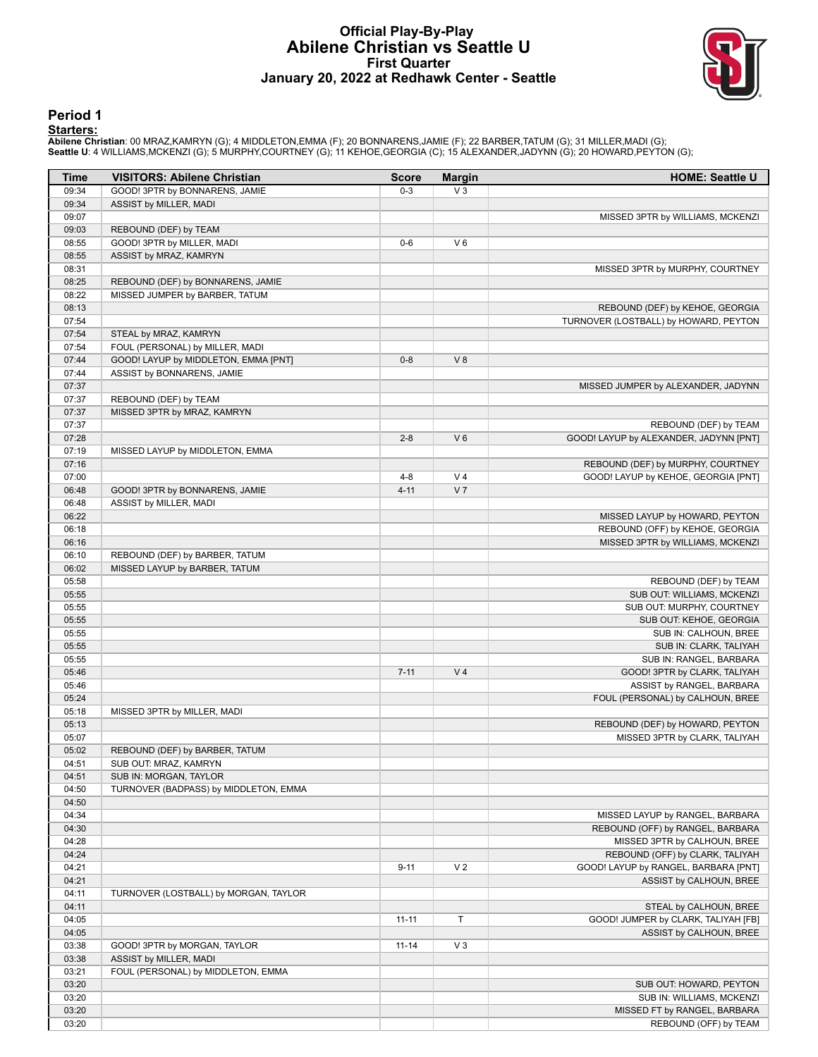# Official Play-By-Play
## Abilene Christian vs Seattle U
### First Quarter
### January 20, 2022 at Redhawk Center - Seattle

## Period 1

**Starters:**

**Abilene Christian**: 00 MRAZ,KAMRYN (G); 4 MIDDLETON,EMMA (F); 20 BONNARENS,JAMIE (F); 22 BARBER,TATUM (G); 31 MILLER,MADI (G);
**Seattle U**: 4 WILLIAMS,MCKENZI (G); 5 MURPHY,COURTNEY (G); 11 KEHOE,GEORGIA (C); 15 ALEXANDER,JADYNN (G); 20 HOWARD,PEYTON (G);

| Time | VISITORS: Abilene Christian | Score | Margin | HOME: Seattle U |
|---|---|---|---|---|
| 09:34 | GOOD! 3PTR by BONNARENS, JAMIE | 0-3 | V 3 | |
| 09:34 | ASSIST by MILLER, MADI | | | |
| 09:07 | | | | MISSED 3PTR by WILLIAMS, MCKENZI |
| 09:03 | REBOUND (DEF) by TEAM | | | |
| 08:55 | GOOD! 3PTR by MILLER, MADI | 0-6 | V 6 | |
| 08:55 | ASSIST by MRAZ, KAMRYN | | | |
| 08:31 | | | | MISSED 3PTR by MURPHY, COURTNEY |
| 08:25 | REBOUND (DEF) by BONNARENS, JAMIE | | | |
| 08:22 | MISSED JUMPER by BARBER, TATUM | | | |
| 08:13 | | | | REBOUND (DEF) by KEHOE, GEORGIA |
| 07:54 | | | | TURNOVER (LOSTBALL) by HOWARD, PEYTON |
| 07:54 | STEAL by MRAZ, KAMRYN | | | |
| 07:54 | FOUL (PERSONAL) by MILLER, MADI | | | |
| 07:44 | GOOD! LAYUP by MIDDLETON, EMMA [PNT] | 0-8 | V 8 | |
| 07:44 | ASSIST by BONNARENS, JAMIE | | | |
| 07:37 | | | | MISSED JUMPER by ALEXANDER, JADYNN |
| 07:37 | REBOUND (DEF) by TEAM | | | |
| 07:37 | MISSED 3PTR by MRAZ, KAMRYN | | | |
| 07:37 | | | | REBOUND (DEF) by TEAM |
| 07:28 | | 2-8 | V 6 | GOOD! LAYUP by ALEXANDER, JADYNN [PNT] |
| 07:19 | MISSED LAYUP by MIDDLETON, EMMA | | | |
| 07:16 | | | | REBOUND (DEF) by MURPHY, COURTNEY |
| 07:00 | | 4-8 | V 4 | GOOD! LAYUP by KEHOE, GEORGIA [PNT] |
| 06:48 | GOOD! 3PTR by BONNARENS, JAMIE | 4-11 | V 7 | |
| 06:48 | ASSIST by MILLER, MADI | | | |
| 06:22 | | | | MISSED LAYUP by HOWARD, PEYTON |
| 06:18 | | | | REBOUND (OFF) by KEHOE, GEORGIA |
| 06:16 | | | | MISSED 3PTR by WILLIAMS, MCKENZI |
| 06:10 | REBOUND (DEF) by BARBER, TATUM | | | |
| 06:02 | MISSED LAYUP by BARBER, TATUM | | | |
| 05:58 | | | | REBOUND (DEF) by TEAM |
| 05:55 | | | | SUB OUT: WILLIAMS, MCKENZI |
| 05:55 | | | | SUB OUT: MURPHY, COURTNEY |
| 05:55 | | | | SUB OUT: KEHOE, GEORGIA |
| 05:55 | | | | SUB IN: CALHOUN, BREE |
| 05:55 | | | | SUB IN: CLARK, TALIYAH |
| 05:55 | | | | SUB IN: RANGEL, BARBARA |
| 05:46 | | 7-11 | V 4 | GOOD! 3PTR by CLARK, TALIYAH |
| 05:46 | | | | ASSIST by RANGEL, BARBARA |
| 05:24 | | | | FOUL (PERSONAL) by CALHOUN, BREE |
| 05:18 | MISSED 3PTR by MILLER, MADI | | | |
| 05:13 | | | | REBOUND (DEF) by HOWARD, PEYTON |
| 05:07 | | | | MISSED 3PTR by CLARK, TALIYAH |
| 05:02 | REBOUND (DEF) by BARBER, TATUM | | | |
| 04:51 | SUB OUT: MRAZ, KAMRYN | | | |
| 04:51 | SUB IN: MORGAN, TAYLOR | | | |
| 04:50 | TURNOVER (BADPASS) by MIDDLETON, EMMA | | | |
| 04:50 | | | | |
| 04:34 | | | | MISSED LAYUP by RANGEL, BARBARA |
| 04:30 | | | | REBOUND (OFF) by RANGEL, BARBARA |
| 04:28 | | | | MISSED 3PTR by CALHOUN, BREE |
| 04:24 | | | | REBOUND (OFF) by CLARK, TALIYAH |
| 04:21 | | 9-11 | V 2 | GOOD! LAYUP by RANGEL, BARBARA [PNT] |
| 04:21 | | | | ASSIST by CALHOUN, BREE |
| 04:11 | TURNOVER (LOSTBALL) by MORGAN, TAYLOR | | | |
| 04:11 | | | | STEAL by CALHOUN, BREE |
| 04:05 | | 11-11 | T | GOOD! JUMPER by CLARK, TALIYAH [FB] |
| 04:05 | | | | ASSIST by CALHOUN, BREE |
| 03:38 | GOOD! 3PTR by MORGAN, TAYLOR | 11-14 | V 3 | |
| 03:38 | ASSIST by MILLER, MADI | | | |
| 03:21 | FOUL (PERSONAL) by MIDDLETON, EMMA | | | |
| 03:20 | | | | SUB OUT: HOWARD, PEYTON |
| 03:20 | | | | SUB IN: WILLIAMS, MCKENZI |
| 03:20 | | | | MISSED FT by RANGEL, BARBARA |
| 03:20 | | | | REBOUND (OFF) by TEAM |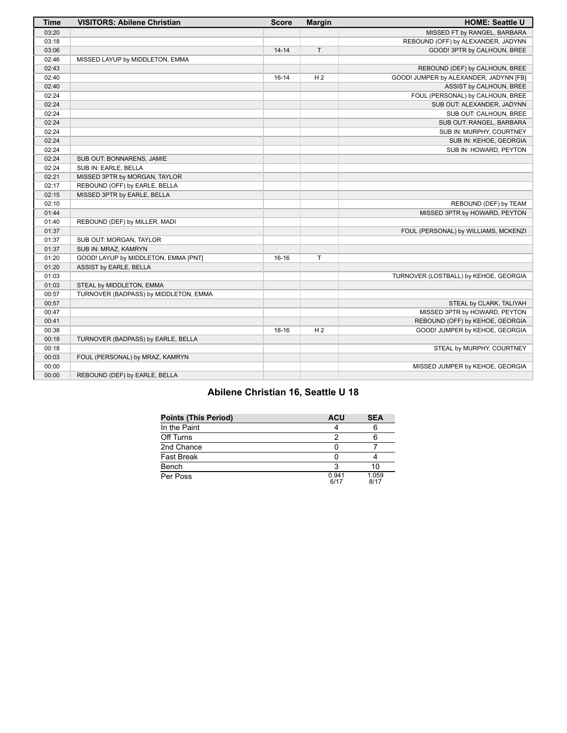| Time | VISITORS: Abilene Christian | Score | Margin | HOME: Seattle U |
| --- | --- | --- | --- | --- |
| 03:20 | | | | MISSED FT by RANGEL, BARBARA |
| 03:18 | | | | REBOUND (OFF) by ALEXANDER, JADYNN |
| 03:06 | | 14-14 | T | GOOD! 3PTR by CALHOUN, BREE |
| 02:46 | MISSED LAYUP by MIDDLETON, EMMA | | | |
| 02:43 | | | | REBOUND (DEF) by CALHOUN, BREE |
| 02:40 | | 16-14 | H 2 | GOOD! JUMPER by ALEXANDER, JADYNN [FB] |
| 02:40 | | | | ASSIST by CALHOUN, BREE |
| 02:24 | | | | FOUL (PERSONAL) by CALHOUN, BREE |
| 02:24 | | | | SUB OUT: ALEXANDER, JADYNN |
| 02:24 | | | | SUB OUT: CALHOUN, BREE |
| 02:24 | | | | SUB OUT: RANGEL, BARBARA |
| 02:24 | | | | SUB IN: MURPHY, COURTNEY |
| 02:24 | | | | SUB IN: KEHOE, GEORGIA |
| 02:24 | | | | SUB IN: HOWARD, PEYTON |
| 02:24 | SUB OUT: BONNARENS, JAMIE | | | |
| 02:24 | SUB IN: EARLE, BELLA | | | |
| 02:21 | MISSED 3PTR by MORGAN, TAYLOR | | | |
| 02:17 | REBOUND (OFF) by EARLE, BELLA | | | |
| 02:15 | MISSED 3PTR by EARLE, BELLA | | | |
| 02:10 | | | | REBOUND (DEF) by TEAM |
| 01:44 | | | | MISSED 3PTR by HOWARD, PEYTON |
| 01:40 | REBOUND (DEF) by MILLER, MADI | | | |
| 01:37 | | | | FOUL (PERSONAL) by WILLIAMS, MCKENZI |
| 01:37 | SUB OUT: MORGAN, TAYLOR | | | |
| 01:37 | SUB IN: MRAZ, KAMRYN | | | |
| 01:20 | GOOD! LAYUP by MIDDLETON, EMMA [PNT] | 16-16 | T | |
| 01:20 | ASSIST by EARLE, BELLA | | | |
| 01:03 | | | | TURNOVER (LOSTBALL) by KEHOE, GEORGIA |
| 01:03 | STEAL by MIDDLETON, EMMA | | | |
| 00:57 | TURNOVER (BADPASS) by MIDDLETON, EMMA | | | |
| 00:57 | | | | STEAL by CLARK, TALIYAH |
| 00:47 | | | | MISSED 3PTR by HOWARD, PEYTON |
| 00:41 | | | | REBOUND (OFF) by KEHOE, GEORGIA |
| 00:38 | | 18-16 | H 2 | GOOD! JUMPER by KEHOE, GEORGIA |
| 00:18 | TURNOVER (BADPASS) by EARLE, BELLA | | | |
| 00:18 | | | | STEAL by MURPHY, COURTNEY |
| 00:03 | FOUL (PERSONAL) by MRAZ, KAMRYN | | | |
| 00:00 | | | | MISSED JUMPER by KEHOE, GEORGIA |
| 00:00 | REBOUND (DEF) by EARLE, BELLA | | | |

## Abilene Christian 16, Seattle U 18

| Points (This Period) | ACU | SEA |
| --- | --- | --- |
| In the Paint | 4 | 6 |
| Off Turns | 2 | 6 |
| 2nd Chance | 0 | 7 |
| Fast Break | 0 | 4 |
| Bench | 3 | 10 |
| Per Poss | 0.941 6/17 | 1.059 8/17 |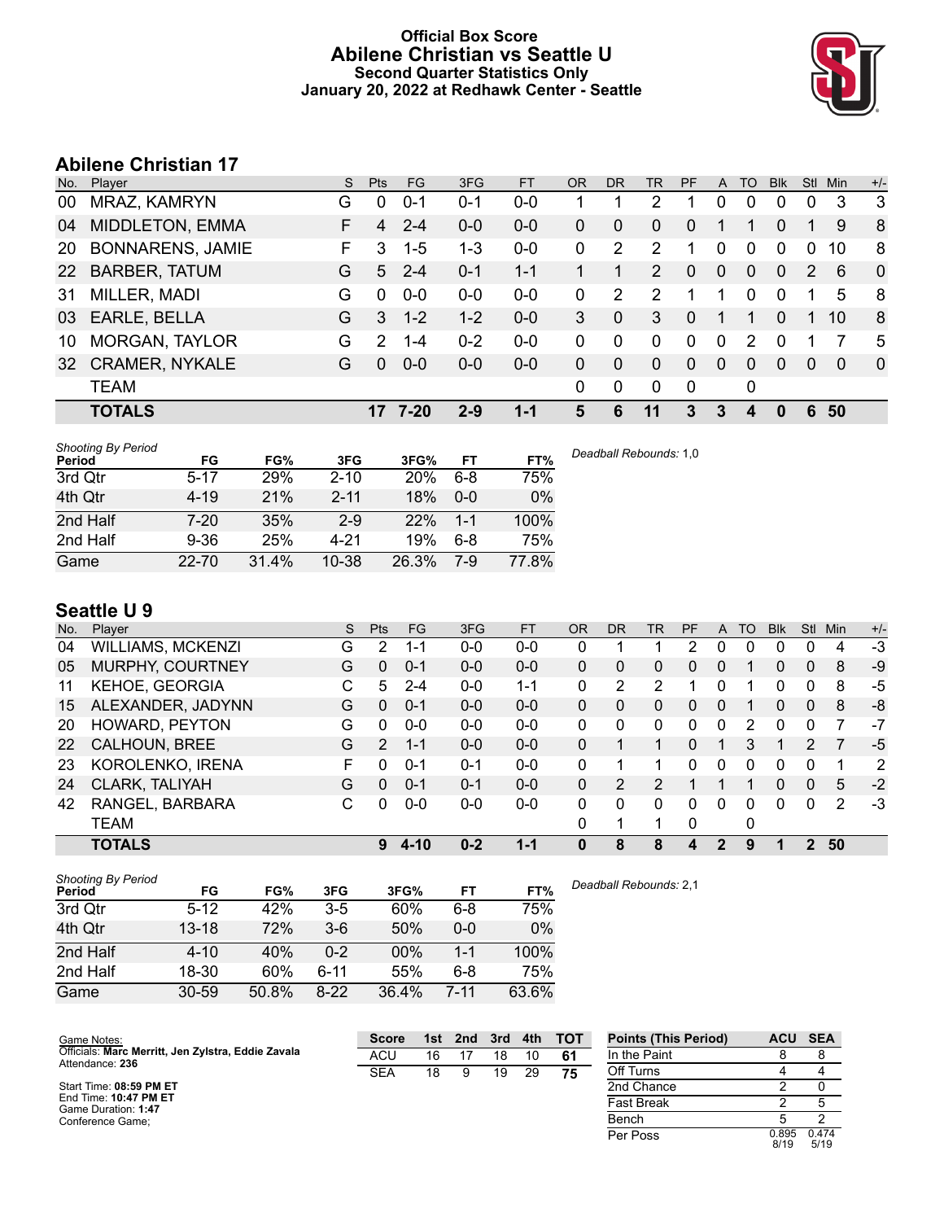# Official Box Score
## Abilene Christian vs Seattle U
### Second Quarter Statistics Only
### January 20, 2022 at Redhawk Center - Seattle

## Abilene Christian 17

| No. | Player | S | Pts | FG | 3FG | FT | OR | DR | TR | PF | A | TO | Blk | Stl | Min | +/- |
|---|---|---|---|---|---|---|---|---|---|---|---|---|---|---|---|---|
| 00 | MRAZ, KAMRYN | G | 0 | 0-1 | 0-1 | 0-0 | 1 | 1 | 2 | 1 | 0 | 0 | 0 | 0 | 3 | 3 |
| 04 | MIDDLETON, EMMA | F | 4 | 2-4 | 0-0 | 0-0 | 0 | 0 | 0 | 0 | 1 | 1 | 0 | 1 | 9 | 8 |
| 20 | BONNARENS, JAMIE | F | 3 | 1-5 | 1-3 | 0-0 | 0 | 2 | 2 | 1 | 0 | 0 | 0 | 0 | 10 | 8 |
| 22 | BARBER, TATUM | G | 5 | 2-4 | 0-1 | 1-1 | 1 | 1 | 2 | 0 | 0 | 0 | 0 | 2 | 6 | 0 |
| 31 | MILLER, MADI | G | 0 | 0-0 | 0-0 | 0-0 | 0 | 2 | 2 | 1 | 1 | 0 | 0 | 1 | 5 | 8 |
| 03 | EARLE, BELLA | G | 3 | 1-2 | 1-2 | 0-0 | 3 | 0 | 3 | 0 | 1 | 1 | 0 | 1 | 10 | 8 |
| 10 | MORGAN, TAYLOR | G | 2 | 1-4 | 0-2 | 0-0 | 0 | 0 | 0 | 0 | 0 | 2 | 0 | 1 | 7 | 5 |
| 32 | CRAMER, NYKALE | G | 0 | 0-0 | 0-0 | 0-0 | 0 | 0 | 0 | 0 | 0 | 0 | 0 | 0 | 0 | 0 |
| | TEAM | | | | | | 0 | 0 | 0 | 0 | | 0 | | | | |
| | **TOTALS** | | **17** | **7-20** | **2-9** | **1-1** | **5** | **6** | **11** | **3** | **3** | **4** | **0** | **6** | **50** | |

| Shooting By Period Period | FG | FG% | 3FG | 3FG% | FT | FT% |
|---|---|---|---|---|---|---|
| 3rd Qtr | 5-17 | 29% | 2-10 | 20% | 6-8 | 75% |
| 4th Qtr | 4-19 | 21% | 2-11 | 18% | 0-0 | 0% |
| 2nd Half | 7-20 | 35% | 2-9 | 22% | 1-1 | 100% |
| 2nd Half | 9-36 | 25% | 4-21 | 19% | 6-8 | 75% |
| Game | 22-70 | 31.4% | 10-38 | 26.3% | 7-9 | 77.8% |

*Deadball Rebounds:* 1,0

## Seattle U 9

| No. | Player | S | Pts | FG | 3FG | FT | OR | DR | TR | PF | A | TO | Blk | Stl | Min | +/- |
|---|---|---|---|---|---|---|---|---|---|---|---|---|---|---|---|---|
| 04 | WILLIAMS, MCKENZI | G | 2 | 1-1 | 0-0 | 0-0 | 0 | 1 | 1 | 2 | 0 | 0 | 0 | 0 | 4 | -3 |
| 05 | MURPHY, COURTNEY | G | 0 | 0-1 | 0-0 | 0-0 | 0 | 0 | 0 | 0 | 0 | 1 | 0 | 0 | 8 | -9 |
| 11 | KEHOE, GEORGIA | C | 5 | 2-4 | 0-0 | 1-1 | 0 | 2 | 2 | 1 | 0 | 1 | 0 | 0 | 8 | -5 |
| 15 | ALEXANDER, JADYNN | G | 0 | 0-1 | 0-0 | 0-0 | 0 | 0 | 0 | 0 | 0 | 1 | 0 | 0 | 8 | -8 |
| 20 | HOWARD, PEYTON | G | 0 | 0-0 | 0-0 | 0-0 | 0 | 0 | 0 | 0 | 0 | 2 | 0 | 0 | 7 | -7 |
| 22 | CALHOUN, BREE | G | 2 | 1-1 | 0-0 | 0-0 | 0 | 1 | 1 | 0 | 1 | 3 | 1 | 2 | 7 | -5 |
| 23 | KOROLENKO, IRENA | F | 0 | 0-1 | 0-1 | 0-0 | 0 | 1 | 1 | 0 | 0 | 0 | 0 | 0 | 1 | 2 |
| 24 | CLARK, TALIYAH | G | 0 | 0-1 | 0-1 | 0-0 | 0 | 2 | 2 | 1 | 1 | 1 | 0 | 0 | 5 | -2 |
| 42 | RANGEL, BARBARA | C | 0 | 0-0 | 0-0 | 0-0 | 0 | 0 | 0 | 0 | 0 | 0 | 0 | 0 | 2 | -3 |
| | TEAM | | | | | | 0 | 1 | 1 | 0 | | 0 | | | | |
| | **TOTALS** | | **9** | **4-10** | **0-2** | **1-1** | **0** | **8** | **8** | **4** | **2** | **9** | **1** | **2** | **50** | |

| Shooting By Period Period | FG | FG% | 3FG | 3FG% | FT | FT% |
|---|---|---|---|---|---|---|
| 3rd Qtr | 5-12 | 42% | 3-5 | 60% | 6-8 | 75% |
| 4th Qtr | 13-18 | 72% | 3-6 | 50% | 0-0 | 0% |
| 2nd Half | 4-10 | 40% | 0-2 | 00% | 1-1 | 100% |
| 2nd Half | 18-30 | 60% | 6-11 | 55% | 6-8 | 75% |
| Game | 30-59 | 50.8% | 8-22 | 36.4% | 7-11 | 63.6% |

*Deadball Rebounds:* 2,1

Game Notes:
Officials: **Marc Merritt, Jen Zylstra, Eddie Zavala**
Attendance: **236**

Start Time: **08:59 PM ET**
End Time: **10:47 PM ET**
Game Duration: **1:47**
Conference Game;

| Score | 1st | 2nd | 3rd | 4th | TOT |
|---|---|---|---|---|---|
| ACU | 16 | 17 | 18 | 10 | **61** |
| SEA | 18 | 9 | 19 | 29 | **75** |

| Points (This Period) | ACU | SEA |
|---|---|---|
| In the Paint | 8 | 8 |
| Off Turns | 4 | 4 |
| 2nd Chance | 2 | 0 |
| Fast Break | 2 | 5 |
| Bench | 5 | 2 |
| Per Poss | 0.895 8/19 | 0.474 5/19 |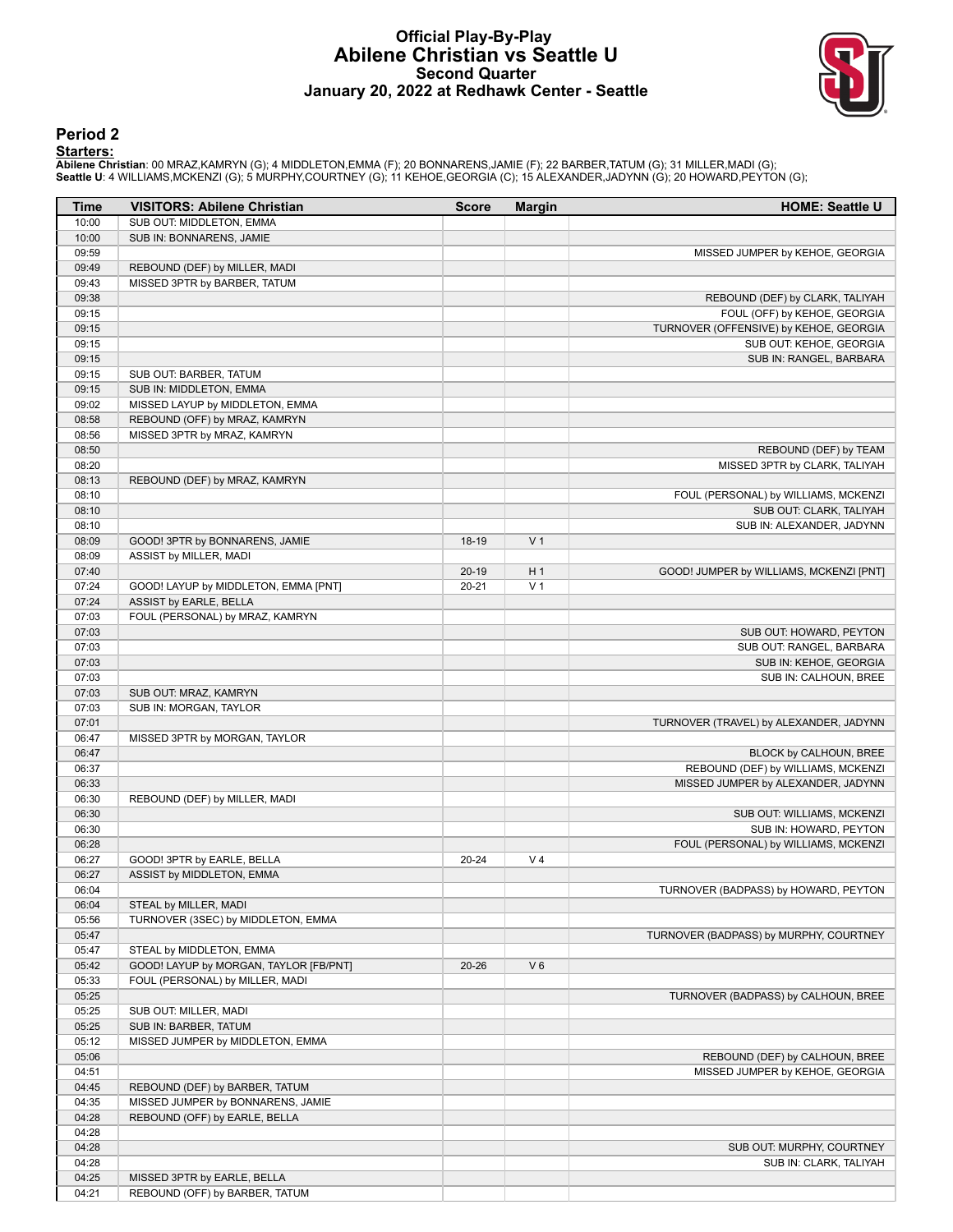# Official Play-By-Play
## Abilene Christian vs Seattle U
### Second Quarter
### January 20, 2022 at Redhawk Center - Seattle

## Period 2

**Starters:**

**Abilene Christian**: 00 MRAZ,KAMRYN (G); 4 MIDDLETON,EMMA (F); 20 BONNARENS,JAMIE (F); 22 BARBER,TATUM (G); 31 MILLER,MADI (G);
**Seattle U**: 4 WILLIAMS,MCKENZI (G); 5 MURPHY,COURTNEY (G); 11 KEHOE,GEORGIA (C); 15 ALEXANDER,JADYNN (G); 20 HOWARD,PEYTON (G);

| Time | VISITORS: Abilene Christian | Score | Margin | HOME: Seattle U |
|---|---|---|---|---|
| 10:00 | SUB OUT: MIDDLETON, EMMA | | | |
| 10:00 | SUB IN: BONNARENS, JAMIE | | | |
| 09:59 | | | | MISSED JUMPER by KEHOE, GEORGIA |
| 09:49 | REBOUND (DEF) by MILLER, MADI | | | |
| 09:43 | MISSED 3PTR by BARBER, TATUM | | | |
| 09:38 | | | | REBOUND (DEF) by CLARK, TALIYAH |
| 09:15 | | | | FOUL (OFF) by KEHOE, GEORGIA |
| 09:15 | | | | TURNOVER (OFFENSIVE) by KEHOE, GEORGIA |
| 09:15 | | | | SUB OUT: KEHOE, GEORGIA |
| 09:15 | | | | SUB IN: RANGEL, BARBARA |
| 09:15 | SUB OUT: BARBER, TATUM | | | |
| 09:15 | SUB IN: MIDDLETON, EMMA | | | |
| 09:02 | MISSED LAYUP by MIDDLETON, EMMA | | | |
| 08:58 | REBOUND (OFF) by MRAZ, KAMRYN | | | |
| 08:56 | MISSED 3PTR by MRAZ, KAMRYN | | | |
| 08:50 | | | | REBOUND (DEF) by TEAM |
| 08:20 | | | | MISSED 3PTR by CLARK, TALIYAH |
| 08:13 | REBOUND (DEF) by MRAZ, KAMRYN | | | |
| 08:10 | | | | FOUL (PERSONAL) by WILLIAMS, MCKENZI |
| 08:10 | | | | SUB OUT: CLARK, TALIYAH |
| 08:10 | | | | SUB IN: ALEXANDER, JADYNN |
| 08:09 | GOOD! 3PTR by BONNARENS, JAMIE | 18-19 | V 1 | |
| 08:09 | ASSIST by MILLER, MADI | | | |
| 07:40 | | 20-19 | H 1 | GOOD! JUMPER by WILLIAMS, MCKENZI [PNT] |
| 07:24 | GOOD! LAYUP by MIDDLETON, EMMA [PNT] | 20-21 | V 1 | |
| 07:24 | ASSIST by EARLE, BELLA | | | |
| 07:03 | FOUL (PERSONAL) by MRAZ, KAMRYN | | | |
| 07:03 | | | | SUB OUT: HOWARD, PEYTON |
| 07:03 | | | | SUB OUT: RANGEL, BARBARA |
| 07:03 | | | | SUB IN: KEHOE, GEORGIA |
| 07:03 | | | | SUB IN: CALHOUN, BREE |
| 07:03 | SUB OUT: MRAZ, KAMRYN | | | |
| 07:03 | SUB IN: MORGAN, TAYLOR | | | |
| 07:01 | | | | TURNOVER (TRAVEL) by ALEXANDER, JADYNN |
| 06:47 | MISSED 3PTR by MORGAN, TAYLOR | | | |
| 06:47 | | | | BLOCK by CALHOUN, BREE |
| 06:37 | | | | REBOUND (DEF) by WILLIAMS, MCKENZI |
| 06:33 | | | | MISSED JUMPER by ALEXANDER, JADYNN |
| 06:30 | REBOUND (DEF) by MILLER, MADI | | | |
| 06:30 | | | | SUB OUT: WILLIAMS, MCKENZI |
| 06:30 | | | | SUB IN: HOWARD, PEYTON |
| 06:28 | | | | FOUL (PERSONAL) by WILLIAMS, MCKENZI |
| 06:27 | GOOD! 3PTR by EARLE, BELLA | 20-24 | V 4 | |
| 06:27 | ASSIST by MIDDLETON, EMMA | | | |
| 06:04 | | | | TURNOVER (BADPASS) by HOWARD, PEYTON |
| 06:04 | STEAL by MILLER, MADI | | | |
| 05:56 | TURNOVER (3SEC) by MIDDLETON, EMMA | | | |
| 05:47 | | | | TURNOVER (BADPASS) by MURPHY, COURTNEY |
| 05:47 | STEAL by MIDDLETON, EMMA | | | |
| 05:42 | GOOD! LAYUP by MORGAN, TAYLOR [FB/PNT] | 20-26 | V 6 | |
| 05:33 | FOUL (PERSONAL) by MILLER, MADI | | | |
| 05:25 | | | | TURNOVER (BADPASS) by CALHOUN, BREE |
| 05:25 | SUB OUT: MILLER, MADI | | | |
| 05:25 | SUB IN: BARBER, TATUM | | | |
| 05:12 | MISSED JUMPER by MIDDLETON, EMMA | | | |
| 05:06 | | | | REBOUND (DEF) by CALHOUN, BREE |
| 04:51 | | | | MISSED JUMPER by KEHOE, GEORGIA |
| 04:45 | REBOUND (DEF) by BARBER, TATUM | | | |
| 04:35 | MISSED JUMPER by BONNARENS, JAMIE | | | |
| 04:28 | REBOUND (OFF) by EARLE, BELLA | | | |
| 04:28 | | | | |
| 04:28 | | | | SUB OUT: MURPHY, COURTNEY |
| 04:28 | | | | SUB IN: CLARK, TALIYAH |
| 04:25 | MISSED 3PTR by EARLE, BELLA | | | |
| 04:21 | REBOUND (OFF) by BARBER, TATUM | | | |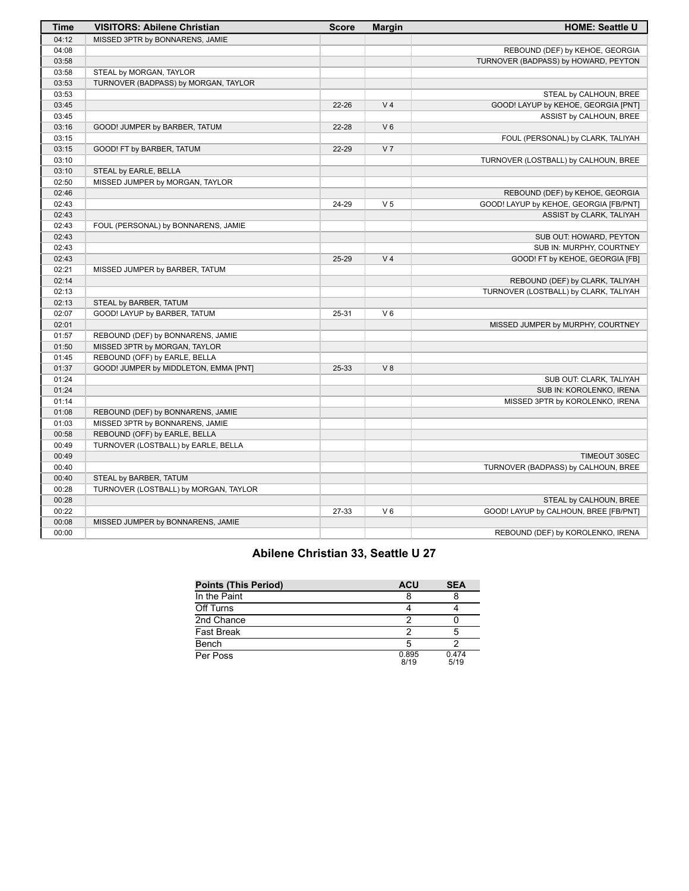| Time | VISITORS: Abilene Christian | Score | Margin | HOME: Seattle U |
|---|---|---|---|---|
| 04:12 | MISSED 3PTR by BONNARENS, JAMIE | | | |
| 04:08 | | | | REBOUND (DEF) by KEHOE, GEORGIA |
| 03:58 | | | | TURNOVER (BADPASS) by HOWARD, PEYTON |
| 03:58 | STEAL by MORGAN, TAYLOR | | | |
| 03:53 | TURNOVER (BADPASS) by MORGAN, TAYLOR | | | |
| 03:53 | | | | STEAL by CALHOUN, BREE |
| 03:45 | | 22-26 | V 4 | GOOD! LAYUP by KEHOE, GEORGIA [PNT] |
| 03:45 | | | | ASSIST by CALHOUN, BREE |
| 03:16 | GOOD! JUMPER by BARBER, TATUM | 22-28 | V 6 | |
| 03:15 | | | | FOUL (PERSONAL) by CLARK, TALIYAH |
| 03:15 | GOOD! FT by BARBER, TATUM | 22-29 | V 7 | |
| 03:10 | | | | TURNOVER (LOSTBALL) by CALHOUN, BREE |
| 03:10 | STEAL by EARLE, BELLA | | | |
| 02:50 | MISSED JUMPER by MORGAN, TAYLOR | | | |
| 02:46 | | | | REBOUND (DEF) by KEHOE, GEORGIA |
| 02:43 | | 24-29 | V 5 | GOOD! LAYUP by KEHOE, GEORGIA [FB/PNT] |
| 02:43 | | | | ASSIST by CLARK, TALIYAH |
| 02:43 | FOUL (PERSONAL) by BONNARENS, JAMIE | | | |
| 02:43 | | | | SUB OUT: HOWARD, PEYTON |
| 02:43 | | | | SUB IN: MURPHY, COURTNEY |
| 02:43 | | 25-29 | V 4 | GOOD! FT by KEHOE, GEORGIA [FB] |
| 02:21 | MISSED JUMPER by BARBER, TATUM | | | |
| 02:14 | | | | REBOUND (DEF) by CLARK, TALIYAH |
| 02:13 | | | | TURNOVER (LOSTBALL) by CLARK, TALIYAH |
| 02:13 | STEAL by BARBER, TATUM | | | |
| 02:07 | GOOD! LAYUP by BARBER, TATUM | 25-31 | V 6 | |
| 02:01 | | | | MISSED JUMPER by MURPHY, COURTNEY |
| 01:57 | REBOUND (DEF) by BONNARENS, JAMIE | | | |
| 01:50 | MISSED 3PTR by MORGAN, TAYLOR | | | |
| 01:45 | REBOUND (OFF) by EARLE, BELLA | | | |
| 01:37 | GOOD! JUMPER by MIDDLETON, EMMA [PNT] | 25-33 | V 8 | |
| 01:24 | | | | SUB OUT: CLARK, TALIYAH |
| 01:24 | | | | SUB IN: KOROLENKO, IRENA |
| 01:14 | | | | MISSED 3PTR by KOROLENKO, IRENA |
| 01:08 | REBOUND (DEF) by BONNARENS, JAMIE | | | |
| 01:03 | MISSED 3PTR by BONNARENS, JAMIE | | | |
| 00:58 | REBOUND (OFF) by EARLE, BELLA | | | |
| 00:49 | TURNOVER (LOSTBALL) by EARLE, BELLA | | | |
| 00:49 | | | | TIMEOUT 30SEC |
| 00:40 | | | | TURNOVER (BADPASS) by CALHOUN, BREE |
| 00:40 | STEAL by BARBER, TATUM | | | |
| 00:28 | TURNOVER (LOSTBALL) by MORGAN, TAYLOR | | | |
| 00:28 | | | | STEAL by CALHOUN, BREE |
| 00:22 | | 27-33 | V 6 | GOOD! LAYUP by CALHOUN, BREE [FB/PNT] |
| 00:08 | MISSED JUMPER by BONNARENS, JAMIE | | | |
| 00:00 | | | | REBOUND (DEF) by KOROLENKO, IRENA |

## Abilene Christian 33, Seattle U 27

| Points (This Period) | ACU | SEA |
|---|---|---|
| In the Paint | 8 | 8 |
| Off Turns | 4 | 4 |
| 2nd Chance | 2 | 0 |
| Fast Break | 2 | 5 |
| Bench | 5 | 2 |
| Per Poss | 0.895 8/19 | 0.474 5/19 |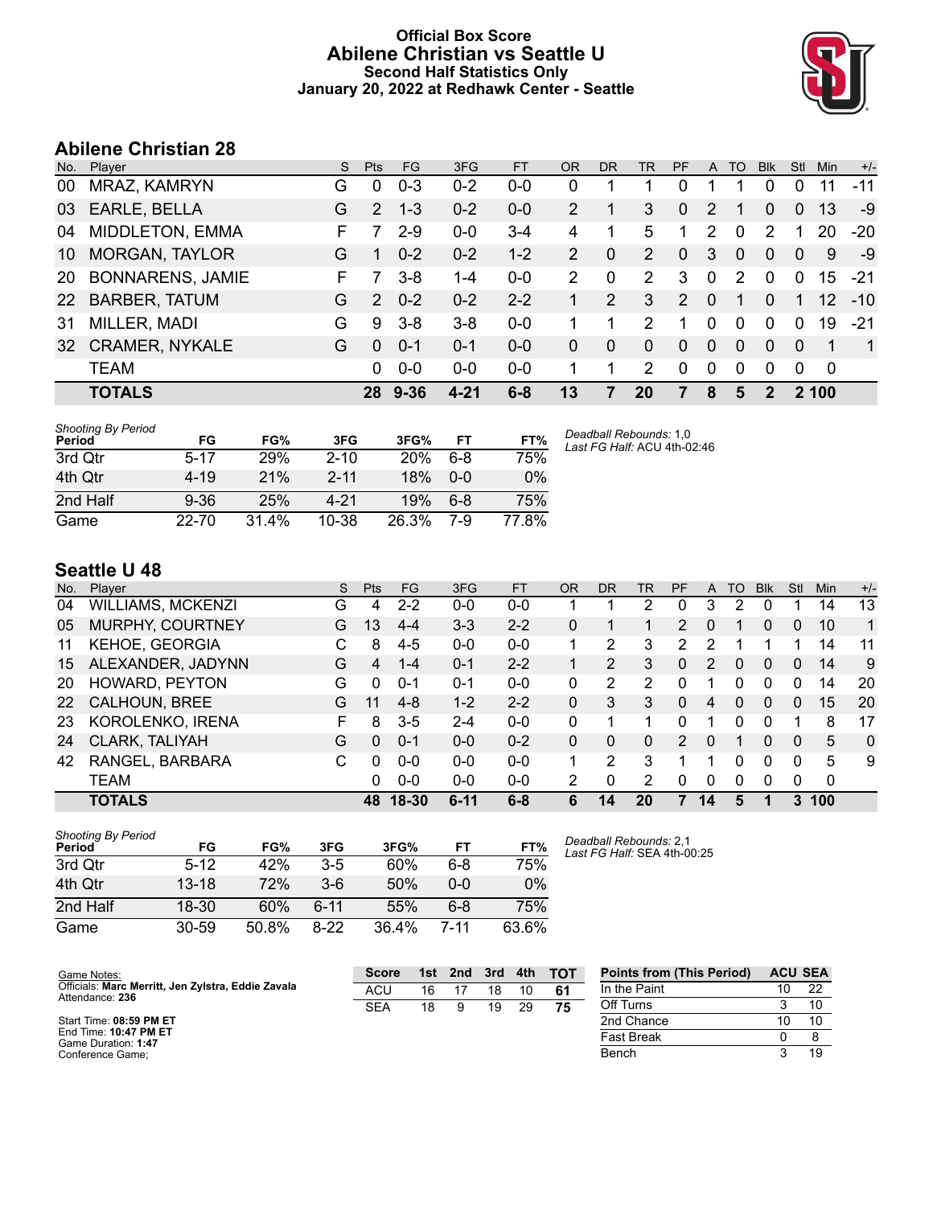# Official Box Score
## Abilene Christian vs Seattle U
### Second Half Statistics Only
### January 20, 2022 at Redhawk Center - Seattle

## Abilene Christian 28

| No. | Player | S | Pts | FG | 3FG | FT | OR | DR | TR | PF | A | TO | Blk | Stl | Min | +/- |
|---|---|---|---|---|---|---|---|---|---|---|---|---|---|---|---|---|
| 00 | MRAZ, KAMRYN | G | 0 | 0-3 | 0-2 | 0-0 | 0 | 1 | 1 | 0 | 1 | 1 | 0 | 0 | 11 | -11 |
| 03 | EARLE, BELLA | G | 2 | 1-3 | 0-2 | 0-0 | 2 | 1 | 3 | 0 | 2 | 1 | 0 | 0 | 13 | -9 |
| 04 | MIDDLETON, EMMA | F | 7 | 2-9 | 0-0 | 3-4 | 4 | 1 | 5 | 1 | 2 | 0 | 2 | 1 | 20 | -20 |
| 10 | MORGAN, TAYLOR | G | 1 | 0-2 | 0-2 | 1-2 | 2 | 0 | 2 | 0 | 3 | 0 | 0 | 0 | 9 | -9 |
| 20 | BONNARENS, JAMIE | F | 7 | 3-8 | 1-4 | 0-0 | 2 | 0 | 2 | 3 | 0 | 2 | 0 | 0 | 15 | -21 |
| 22 | BARBER, TATUM | G | 2 | 0-2 | 0-2 | 2-2 | 1 | 2 | 3 | 2 | 0 | 1 | 0 | 1 | 12 | -10 |
| 31 | MILLER, MADI | G | 9 | 3-8 | 3-8 | 0-0 | 1 | 1 | 2 | 1 | 0 | 0 | 0 | 0 | 19 | -21 |
| 32 | CRAMER, NYKALE | G | 0 | 0-1 | 0-1 | 0-0 | 0 | 0 | 0 | 0 | 0 | 0 | 0 | 0 | 1 | 1 |
| | TEAM | | 0 | 0-0 | 0-0 | 0-0 | 1 | 1 | 2 | 0 | 0 | 0 | 0 | 0 | 0 | |
| | **TOTALS** | | **28** | **9-36** | **4-21** | **6-8** | **13** | **7** | **20** | **7** | **8** | **5** | **2** | **2** | **100** | |

| Shooting By Period Period | FG | FG% | 3FG | 3FG% | FT | FT% |
|---|---|---|---|---|---|---|
| 3rd Qtr | 5-17 | 29% | 2-10 | 20% | 6-8 | 75% |
| 4th Qtr | 4-19 | 21% | 2-11 | 18% | 0-0 | 0% |
| 2nd Half | 9-36 | 25% | 4-21 | 19% | 6-8 | 75% |
| Game | 22-70 | 31.4% | 10-38 | 26.3% | 7-9 | 77.8% |

*Deadball Rebounds:* 1,0
*Last FG Half:* ACU 4th-02:46

## Seattle U 48

| No. | Player | S | Pts | FG | 3FG | FT | OR | DR | TR | PF | A | TO | Blk | Stl | Min | +/- |
|---|---|---|---|---|---|---|---|---|---|---|---|---|---|---|---|---|
| 04 | WILLIAMS, MCKENZI | G | 4 | 2-2 | 0-0 | 0-0 | 1 | 1 | 2 | 0 | 3 | 2 | 0 | 1 | 14 | 13 |
| 05 | MURPHY, COURTNEY | G | 13 | 4-4 | 3-3 | 2-2 | 0 | 1 | 1 | 2 | 0 | 1 | 0 | 0 | 10 | 1 |
| 11 | KEHOE, GEORGIA | C | 8 | 4-5 | 0-0 | 0-0 | 1 | 2 | 3 | 2 | 2 | 1 | 1 | 1 | 14 | 11 |
| 15 | ALEXANDER, JADYNN | G | 4 | 1-4 | 0-1 | 2-2 | 1 | 2 | 3 | 0 | 2 | 0 | 0 | 0 | 14 | 9 |
| 20 | HOWARD, PEYTON | G | 0 | 0-1 | 0-1 | 0-0 | 0 | 2 | 2 | 0 | 1 | 0 | 0 | 0 | 14 | 20 |
| 22 | CALHOUN, BREE | G | 11 | 4-8 | 1-2 | 2-2 | 0 | 3 | 3 | 0 | 4 | 0 | 0 | 0 | 15 | 20 |
| 23 | KOROLENKO, IRENA | F | 8 | 3-5 | 2-4 | 0-0 | 0 | 1 | 1 | 0 | 1 | 0 | 0 | 1 | 8 | 17 |
| 24 | CLARK, TALIYAH | G | 0 | 0-1 | 0-0 | 0-2 | 0 | 0 | 0 | 2 | 0 | 1 | 0 | 0 | 5 | 0 |
| 42 | RANGEL, BARBARA | C | 0 | 0-0 | 0-0 | 0-0 | 1 | 2 | 3 | 1 | 1 | 0 | 0 | 0 | 5 | 9 |
| | TEAM | | 0 | 0-0 | 0-0 | 0-0 | 2 | 0 | 2 | 0 | 0 | 0 | 0 | 0 | 0 | |
| | **TOTALS** | | **48** | **18-30** | **6-11** | **6-8** | **6** | **14** | **20** | **7** | **14** | **5** | **1** | **3** | **100** | |

| Shooting By Period Period | FG | FG% | 3FG | 3FG% | FT | FT% |
|---|---|---|---|---|---|---|
| 3rd Qtr | 5-12 | 42% | 3-5 | 60% | 6-8 | 75% |
| 4th Qtr | 13-18 | 72% | 3-6 | 50% | 0-0 | 0% |
| 2nd Half | 18-30 | 60% | 6-11 | 55% | 6-8 | 75% |
| Game | 30-59 | 50.8% | 8-22 | 36.4% | 7-11 | 63.6% |

*Deadball Rebounds:* 2,1
*Last FG Half:* SEA 4th-00:25

Game Notes:
Officials: **Marc Merritt, Jen Zylstra, Eddie Zavala**
Attendance: **236**

Start Time: **08:59 PM ET**
End Time: **10:47 PM ET**
Game Duration: **1:47**
Conference Game;

| Score | 1st | 2nd | 3rd | 4th | TOT |
|---|---|---|---|---|---|
| ACU | 16 | 17 | 18 | 10 | **61** |
| SEA | 18 | 9 | 19 | 29 | **75** |

| Points from (This Period) | ACU | SEA |
|---|---|---|
| In the Paint | 10 | 22 |
| Off Turns | 3 | 10 |
| 2nd Chance | 10 | 10 |
| Fast Break | 0 | 8 |
| Bench | 3 | 19 |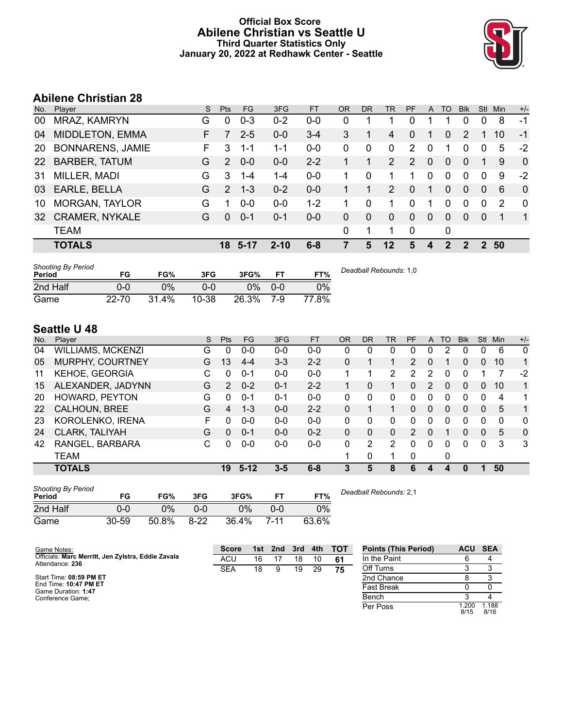# Official Box Score
## Abilene Christian vs Seattle U
### Third Quarter Statistics Only
### January 20, 2022 at Redhawk Center - Seattle

## Abilene Christian 28

| No. | Player | S | Pts | FG | 3FG | FT | OR | DR | TR | PF | A | TO | Blk | Stl | Min | +/- |
|---|---|---|---|---|---|---|---|---|---|---|---|---|---|---|---|---|
| 00 | MRAZ, KAMRYN | G | 0 | 0-3 | 0-2 | 0-0 | 0 | 1 | 1 | 0 | 1 | 1 | 0 | 0 | 8 | -1 |
| 04 | MIDDLETON, EMMA | F | 7 | 2-5 | 0-0 | 3-4 | 3 | 1 | 4 | 0 | 1 | 0 | 2 | 1 | 10 | -1 |
| 20 | BONNARENS, JAMIE | F | 3 | 1-1 | 1-1 | 0-0 | 0 | 0 | 0 | 2 | 0 | 1 | 0 | 0 | 5 | -2 |
| 22 | BARBER, TATUM | G | 2 | 0-0 | 0-0 | 2-2 | 1 | 1 | 2 | 2 | 0 | 0 | 0 | 1 | 9 | 0 |
| 31 | MILLER, MADI | G | 3 | 1-4 | 1-4 | 0-0 | 1 | 0 | 1 | 1 | 0 | 0 | 0 | 0 | 9 | -2 |
| 03 | EARLE, BELLA | G | 2 | 1-3 | 0-2 | 0-0 | 1 | 1 | 2 | 0 | 1 | 0 | 0 | 0 | 6 | 0 |
| 10 | MORGAN, TAYLOR | G | 1 | 0-0 | 0-0 | 1-2 | 1 | 0 | 1 | 0 | 1 | 0 | 0 | 0 | 2 | 0 |
| 32 | CRAMER, NYKALE | G | 0 | 0-1 | 0-1 | 0-0 | 0 | 0 | 0 | 0 | 0 | 0 | 0 | 0 | 1 | 1 |
| | TEAM | | | | | | 0 | 1 | 1 | 0 | | 0 | | | | |
| | **TOTALS** | | **18** | **5-17** | **2-10** | **6-8** | **7** | **5** | **12** | **5** | **4** | **2** | **2** | **2** | **50** | |

| Shooting By Period Period | FG | FG% | 3FG | 3FG% | FT | FT% |
|---|---|---|---|---|---|---|
| 2nd Half | 0-0 | 0% | 0-0 | 0% | 0-0 | 0% |
| Game | 22-70 | 31.4% | 10-38 | 26.3% | 7-9 | 77.8% |

*Deadball Rebounds:* 1,0

## Seattle U 48

| No. | Player | S | Pts | FG | 3FG | FT | OR | DR | TR | PF | A | TO | Blk | Stl | Min | +/- |
|---|---|---|---|---|---|---|---|---|---|---|---|---|---|---|---|---|
| 04 | WILLIAMS, MCKENZI | G | 0 | 0-0 | 0-0 | 0-0 | 0 | 0 | 0 | 0 | 0 | 2 | 0 | 0 | 6 | 0 |
| 05 | MURPHY, COURTNEY | G | 13 | 4-4 | 3-3 | 2-2 | 0 | 1 | 1 | 2 | 0 | 1 | 0 | 0 | 10 | 1 |
| 11 | KEHOE, GEORGIA | C | 0 | 0-1 | 0-0 | 0-0 | 1 | 1 | 2 | 2 | 2 | 0 | 0 | 1 | 7 | -2 |
| 15 | ALEXANDER, JADYNN | G | 2 | 0-2 | 0-1 | 2-2 | 1 | 0 | 1 | 0 | 2 | 0 | 0 | 0 | 10 | 1 |
| 20 | HOWARD, PEYTON | G | 0 | 0-1 | 0-1 | 0-0 | 0 | 0 | 0 | 0 | 0 | 0 | 0 | 0 | 4 | 1 |
| 22 | CALHOUN, BREE | G | 4 | 1-3 | 0-0 | 2-2 | 0 | 1 | 1 | 0 | 0 | 0 | 0 | 0 | 5 | 1 |
| 23 | KOROLENKO, IRENA | F | 0 | 0-0 | 0-0 | 0-0 | 0 | 0 | 0 | 0 | 0 | 0 | 0 | 0 | 0 | 0 |
| 24 | CLARK, TALIYAH | G | 0 | 0-1 | 0-0 | 0-2 | 0 | 0 | 0 | 2 | 0 | 1 | 0 | 0 | 5 | 0 |
| 42 | RANGEL, BARBARA | C | 0 | 0-0 | 0-0 | 0-0 | 0 | 2 | 2 | 0 | 0 | 0 | 0 | 0 | 3 | 3 |
| | TEAM | | | | | | 1 | 0 | 1 | 0 | | 0 | | | | |
| | **TOTALS** | | **19** | **5-12** | **3-5** | **6-8** | **3** | **5** | **8** | **6** | **4** | **4** | **0** | **1** | **50** | |

| Shooting By Period Period | FG | FG% | 3FG | 3FG% | FT | FT% |
|---|---|---|---|---|---|---|
| 2nd Half | 0-0 | 0% | 0-0 | 0% | 0-0 | 0% |
| Game | 30-59 | 50.8% | 8-22 | 36.4% | 7-11 | 63.6% |

*Deadball Rebounds:* 2,1

Game Notes:
Officials: **Marc Merritt, Jen Zylstra, Eddie Zavala**
Attendance: **236**

Start Time: **08:59 PM ET**
End Time: **10:47 PM ET**
Game Duration: **1:47**
Conference Game;

| Score | 1st | 2nd | 3rd | 4th | TOT |
|---|---|---|---|---|---|
| ACU | 16 | 17 | 18 | 10 | **61** |
| SEA | 18 | 9 | 19 | 29 | **75** |

| Points (This Period) | ACU | SEA |
|---|---|---|
| In the Paint | 6 | 4 |
| Off Turns | 3 | 3 |
| 2nd Chance | 8 | 3 |
| Fast Break | 0 | 0 |
| Bench | 3 | 4 |
| Per Poss | 1.200 8/15 | 1.188 8/16 |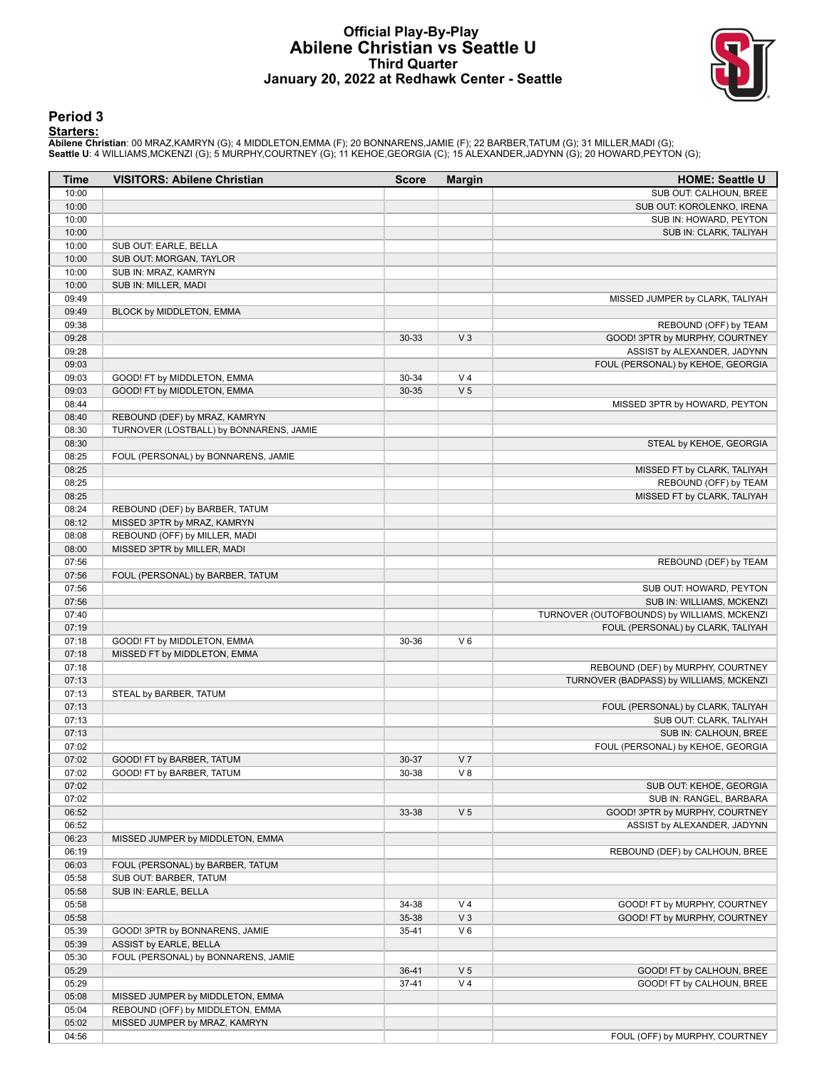# Official Play-By-Play
# Abilene Christian vs Seattle U
## Third Quarter
## January 20, 2022 at Redhawk Center - Seattle

### Period 3

**Starters:**

**Abilene Christian**: 00 MRAZ,KAMRYN (G); 4 MIDDLETON,EMMA (F); 20 BONNARENS,JAMIE (F); 22 BARBER,TATUM (G); 31 MILLER,MADI (G);
**Seattle U**: 4 WILLIAMS,MCKENZI (G); 5 MURPHY,COURTNEY (G); 11 KEHOE,GEORGIA (C); 15 ALEXANDER,JADYNN (G); 20 HOWARD,PEYTON (G);

| Time | VISITORS: Abilene Christian | Score | Margin | HOME: Seattle U |
|---|---|---|---|---|
| 10:00 | | | | SUB OUT: CALHOUN, BREE |
| 10:00 | | | | SUB OUT: KOROLENKO, IRENA |
| 10:00 | | | | SUB IN: HOWARD, PEYTON |
| 10:00 | | | | SUB IN: CLARK, TALIYAH |
| 10:00 | SUB OUT: EARLE, BELLA | | | |
| 10:00 | SUB OUT: MORGAN, TAYLOR | | | |
| 10:00 | SUB IN: MRAZ, KAMRYN | | | |
| 10:00 | SUB IN: MILLER, MADI | | | |
| 09:49 | | | | MISSED JUMPER by CLARK, TALIYAH |
| 09:49 | BLOCK by MIDDLETON, EMMA | | | |
| 09:38 | | | | REBOUND (OFF) by TEAM |
| 09:28 | | 30-33 | V 3 | GOOD! 3PTR by MURPHY, COURTNEY |
| 09:28 | | | | ASSIST by ALEXANDER, JADYNN |
| 09:03 | | | | FOUL (PERSONAL) by KEHOE, GEORGIA |
| 09:03 | GOOD! FT by MIDDLETON, EMMA | 30-34 | V 4 | |
| 09:03 | GOOD! FT by MIDDLETON, EMMA | 30-35 | V 5 | |
| 08:44 | | | | MISSED 3PTR by HOWARD, PEYTON |
| 08:40 | REBOUND (DEF) by MRAZ, KAMRYN | | | |
| 08:30 | TURNOVER (LOSTBALL) by BONNARENS, JAMIE | | | |
| 08:30 | | | | STEAL by KEHOE, GEORGIA |
| 08:25 | FOUL (PERSONAL) by BONNARENS, JAMIE | | | |
| 08:25 | | | | MISSED FT by CLARK, TALIYAH |
| 08:25 | | | | REBOUND (OFF) by TEAM |
| 08:25 | | | | MISSED FT by CLARK, TALIYAH |
| 08:24 | REBOUND (DEF) by BARBER, TATUM | | | |
| 08:12 | MISSED 3PTR by MRAZ, KAMRYN | | | |
| 08:08 | REBOUND (OFF) by MILLER, MADI | | | |
| 08:00 | MISSED 3PTR by MILLER, MADI | | | |
| 07:56 | | | | REBOUND (DEF) by TEAM |
| 07:56 | FOUL (PERSONAL) by BARBER, TATUM | | | |
| 07:56 | | | | SUB OUT: HOWARD, PEYTON |
| 07:56 | | | | SUB IN: WILLIAMS, MCKENZI |
| 07:40 | | | | TURNOVER (OUTOFBOUNDS) by WILLIAMS, MCKENZI |
| 07:19 | | | | FOUL (PERSONAL) by CLARK, TALIYAH |
| 07:18 | GOOD! FT by MIDDLETON, EMMA | 30-36 | V 6 | |
| 07:18 | MISSED FT by MIDDLETON, EMMA | | | |
| 07:18 | | | | REBOUND (DEF) by MURPHY, COURTNEY |
| 07:13 | | | | TURNOVER (BADPASS) by WILLIAMS, MCKENZI |
| 07:13 | STEAL by BARBER, TATUM | | | |
| 07:13 | | | | FOUL (PERSONAL) by CLARK, TALIYAH |
| 07:13 | | | | SUB OUT: CLARK, TALIYAH |
| 07:13 | | | | SUB IN: CALHOUN, BREE |
| 07:02 | | | | FOUL (PERSONAL) by KEHOE, GEORGIA |
| 07:02 | GOOD! FT by BARBER, TATUM | 30-37 | V 7 | |
| 07:02 | GOOD! FT by BARBER, TATUM | 30-38 | V 8 | |
| 07:02 | | | | SUB OUT: KEHOE, GEORGIA |
| 07:02 | | | | SUB IN: RANGEL, BARBARA |
| 06:52 | | 33-38 | V 5 | GOOD! 3PTR by MURPHY, COURTNEY |
| 06:52 | | | | ASSIST by ALEXANDER, JADYNN |
| 06:23 | MISSED JUMPER by MIDDLETON, EMMA | | | |
| 06:19 | | | | REBOUND (DEF) by CALHOUN, BREE |
| 06:03 | FOUL (PERSONAL) by BARBER, TATUM | | | |
| 05:58 | SUB OUT: BARBER, TATUM | | | |
| 05:58 | SUB IN: EARLE, BELLA | | | |
| 05:58 | | 34-38 | V 4 | GOOD! FT by MURPHY, COURTNEY |
| 05:58 | | 35-38 | V 3 | GOOD! FT by MURPHY, COURTNEY |
| 05:39 | GOOD! 3PTR by BONNARENS, JAMIE | 35-41 | V 6 | |
| 05:39 | ASSIST by EARLE, BELLA | | | |
| 05:30 | FOUL (PERSONAL) by BONNARENS, JAMIE | | | |
| 05:29 | | 36-41 | V 5 | GOOD! FT by CALHOUN, BREE |
| 05:29 | | 37-41 | V 4 | GOOD! FT by CALHOUN, BREE |
| 05:08 | MISSED JUMPER by MIDDLETON, EMMA | | | |
| 05:04 | REBOUND (OFF) by MIDDLETON, EMMA | | | |
| 05:02 | MISSED JUMPER by MRAZ, KAMRYN | | | |
| 04:56 | | | | FOUL (OFF) by MURPHY, COURTNEY |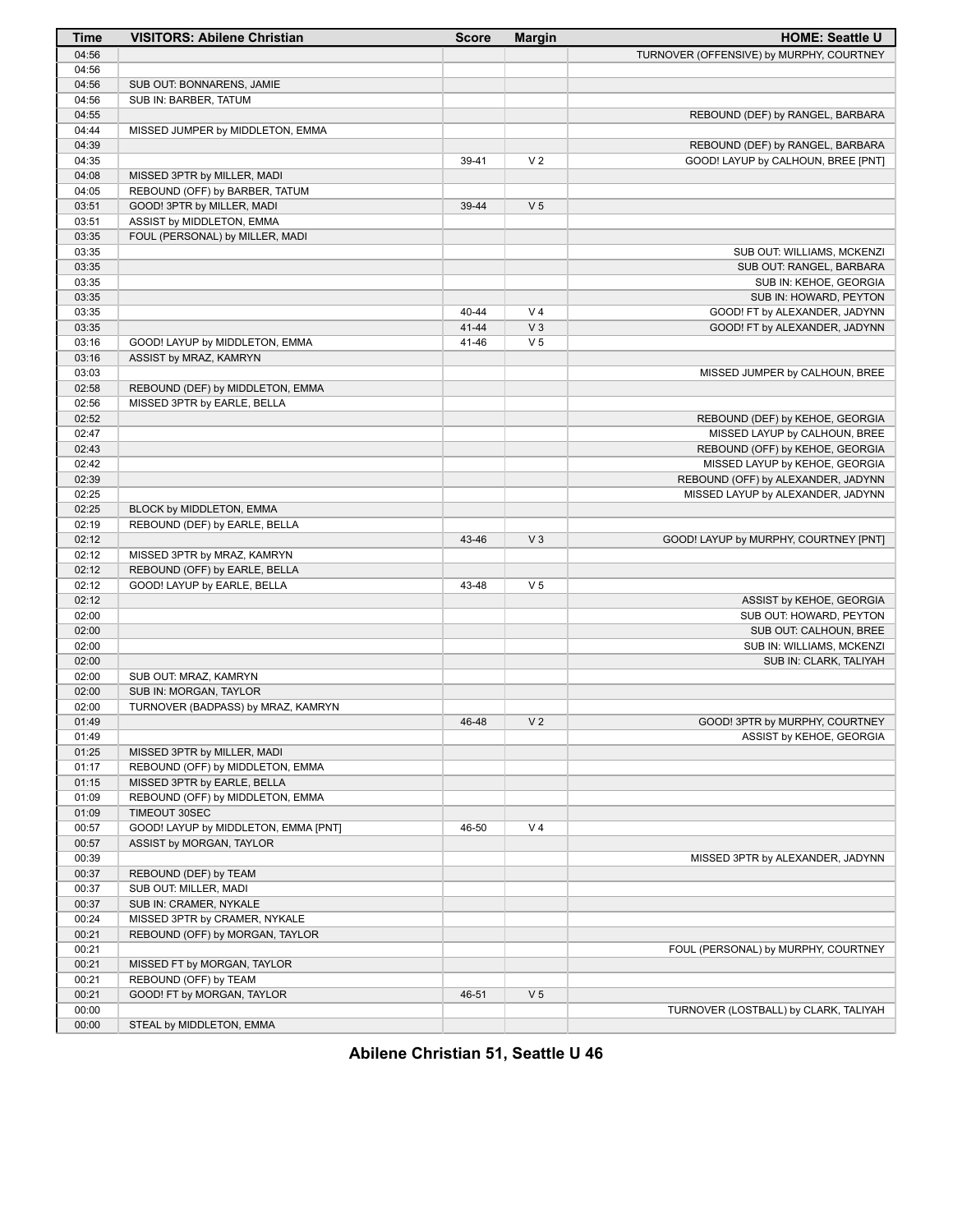| Time | VISITORS: Abilene Christian | Score | Margin | HOME: Seattle U |
|---|---|---|---|---|
| 04:56 | | | | TURNOVER (OFFENSIVE) by MURPHY, COURTNEY |
| 04:56 | | | | |
| 04:56 | SUB OUT: BONNARENS, JAMIE | | | |
| 04:56 | SUB IN: BARBER, TATUM | | | |
| 04:55 | | | | REBOUND (DEF) by RANGEL, BARBARA |
| 04:44 | MISSED JUMPER by MIDDLETON, EMMA | | | |
| 04:39 | | | | REBOUND (DEF) by RANGEL, BARBARA |
| 04:35 | | 39-41 | V 2 | GOOD! LAYUP by CALHOUN, BREE [PNT] |
| 04:08 | MISSED 3PTR by MILLER, MADI | | | |
| 04:05 | REBOUND (OFF) by BARBER, TATUM | | | |
| 03:51 | GOOD! 3PTR by MILLER, MADI | 39-44 | V 5 | |
| 03:51 | ASSIST by MIDDLETON, EMMA | | | |
| 03:35 | FOUL (PERSONAL) by MILLER, MADI | | | |
| 03:35 | | | | SUB OUT: WILLIAMS, MCKENZI |
| 03:35 | | | | SUB OUT: RANGEL, BARBARA |
| 03:35 | | | | SUB IN: KEHOE, GEORGIA |
| 03:35 | | | | SUB IN: HOWARD, PEYTON |
| 03:35 | | 40-44 | V 4 | GOOD! FT by ALEXANDER, JADYNN |
| 03:35 | | 41-44 | V 3 | GOOD! FT by ALEXANDER, JADYNN |
| 03:16 | GOOD! LAYUP by MIDDLETON, EMMA | 41-46 | V 5 | |
| 03:16 | ASSIST by MRAZ, KAMRYN | | | |
| 03:03 | | | | MISSED JUMPER by CALHOUN, BREE |
| 02:58 | REBOUND (DEF) by MIDDLETON, EMMA | | | |
| 02:56 | MISSED 3PTR by EARLE, BELLA | | | |
| 02:52 | | | | REBOUND (DEF) by KEHOE, GEORGIA |
| 02:47 | | | | MISSED LAYUP by CALHOUN, BREE |
| 02:43 | | | | REBOUND (OFF) by KEHOE, GEORGIA |
| 02:42 | | | | MISSED LAYUP by KEHOE, GEORGIA |
| 02:39 | | | | REBOUND (OFF) by ALEXANDER, JADYNN |
| 02:25 | | | | MISSED LAYUP by ALEXANDER, JADYNN |
| 02:25 | BLOCK by MIDDLETON, EMMA | | | |
| 02:19 | REBOUND (DEF) by EARLE, BELLA | | | |
| 02:12 | | 43-46 | V 3 | GOOD! LAYUP by MURPHY, COURTNEY [PNT] |
| 02:12 | MISSED 3PTR by MRAZ, KAMRYN | | | |
| 02:12 | REBOUND (OFF) by EARLE, BELLA | | | |
| 02:12 | GOOD! LAYUP by EARLE, BELLA | 43-48 | V 5 | |
| 02:12 | | | | ASSIST by KEHOE, GEORGIA |
| 02:00 | | | | SUB OUT: HOWARD, PEYTON |
| 02:00 | | | | SUB OUT: CALHOUN, BREE |
| 02:00 | | | | SUB IN: WILLIAMS, MCKENZI |
| 02:00 | | | | SUB IN: CLARK, TALIYAH |
| 02:00 | SUB OUT: MRAZ, KAMRYN | | | |
| 02:00 | SUB IN: MORGAN, TAYLOR | | | |
| 02:00 | TURNOVER (BADPASS) by MRAZ, KAMRYN | | | |
| 01:49 | | 46-48 | V 2 | GOOD! 3PTR by MURPHY, COURTNEY |
| 01:49 | | | | ASSIST by KEHOE, GEORGIA |
| 01:25 | MISSED 3PTR by MILLER, MADI | | | |
| 01:17 | REBOUND (OFF) by MIDDLETON, EMMA | | | |
| 01:15 | MISSED 3PTR by EARLE, BELLA | | | |
| 01:09 | REBOUND (OFF) by MIDDLETON, EMMA | | | |
| 01:09 | TIMEOUT 30SEC | | | |
| 00:57 | GOOD! LAYUP by MIDDLETON, EMMA [PNT] | 46-50 | V 4 | |
| 00:57 | ASSIST by MORGAN, TAYLOR | | | |
| 00:39 | | | | MISSED 3PTR by ALEXANDER, JADYNN |
| 00:37 | REBOUND (DEF) by TEAM | | | |
| 00:37 | SUB OUT: MILLER, MADI | | | |
| 00:37 | SUB IN: CRAMER, NYKALE | | | |
| 00:24 | MISSED 3PTR by CRAMER, NYKALE | | | |
| 00:21 | REBOUND (OFF) by MORGAN, TAYLOR | | | |
| 00:21 | | | | FOUL (PERSONAL) by MURPHY, COURTNEY |
| 00:21 | MISSED FT by MORGAN, TAYLOR | | | |
| 00:21 | REBOUND (OFF) by TEAM | | | |
| 00:21 | GOOD! FT by MORGAN, TAYLOR | 46-51 | V 5 | |
| 00:00 | | | | TURNOVER (LOSTBALL) by CLARK, TALIYAH |
| 00:00 | STEAL by MIDDLETON, EMMA | | | |

**Abilene Christian 51, Seattle U 46**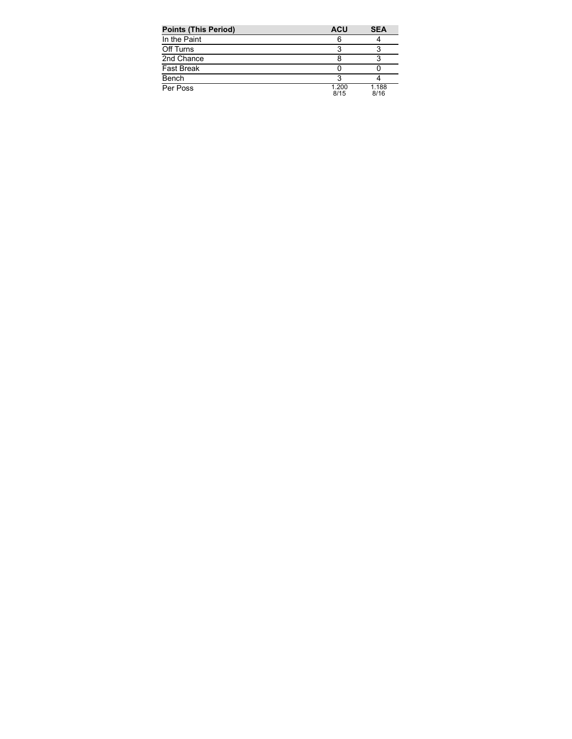| Points (This Period) | ACU | SEA |
| --- | --- | --- |
| In the Paint | 6 | 4 |
| Off Turns | 3 | 3 |
| 2nd Chance | 8 | 3 |
| Fast Break | 0 | 0 |
| Bench | 3 | 4 |
| Per Poss | 1.200<br>8/15 | 1.188<br>8/16 |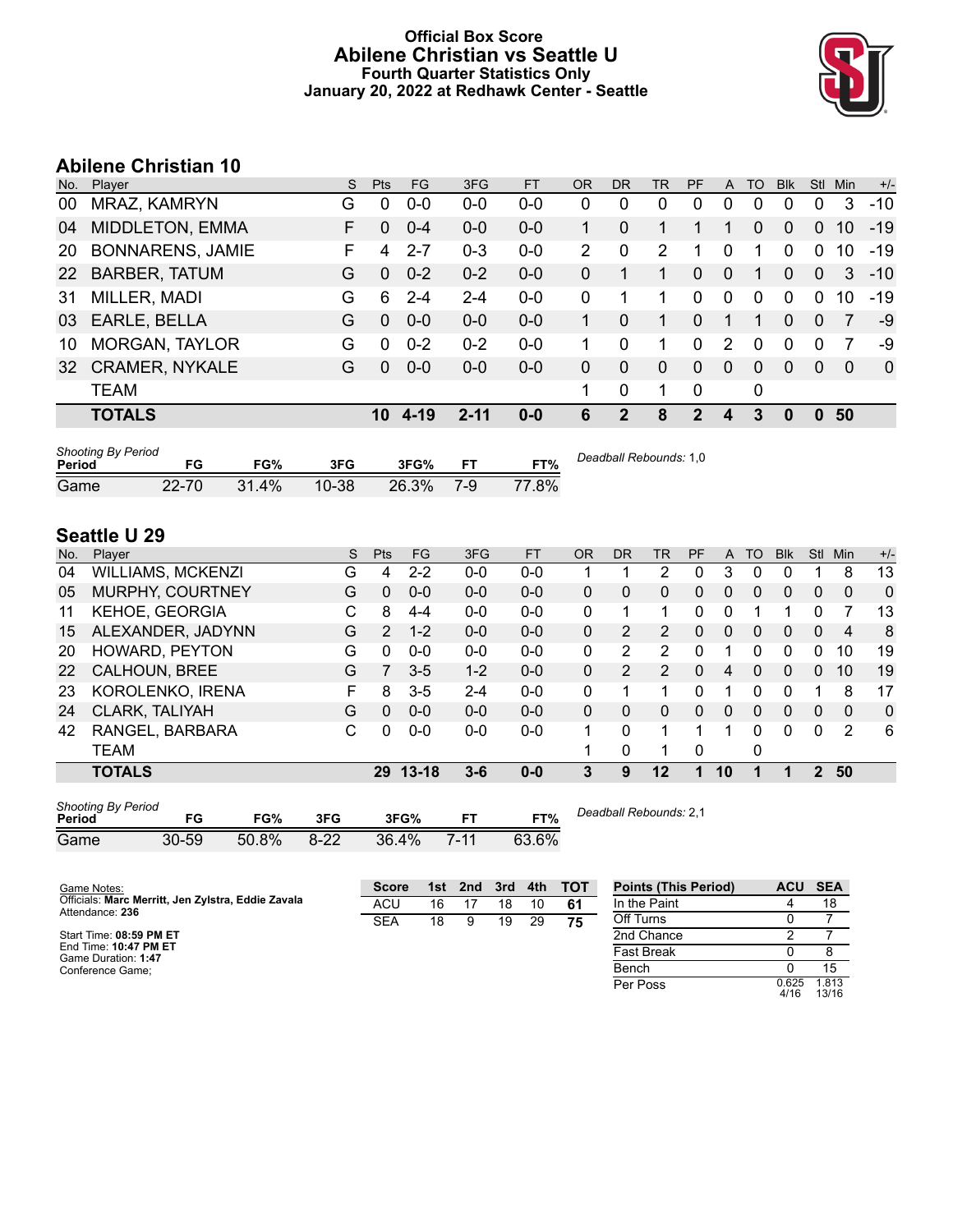# Official Box Score
## Abilene Christian vs Seattle U
### Fourth Quarter Statistics Only
### January 20, 2022 at Redhawk Center - Seattle

## Abilene Christian 10

| No. | Player | S | Pts | FG | 3FG | FT | OR | DR | TR | PF | A | TO | Blk | Stl | Min | +/- |
|---|---|---|---|---|---|---|---|---|---|---|---|---|---|---|---|---|
| 00 | MRAZ, KAMRYN | G | 0 | 0-0 | 0-0 | 0-0 | 0 | 0 | 0 | 0 | 0 | 0 | 0 | 0 | 3 | -10 |
| 04 | MIDDLETON, EMMA | F | 0 | 0-4 | 0-0 | 0-0 | 1 | 0 | 1 | 1 | 1 | 0 | 0 | 0 | 10 | -19 |
| 20 | BONNARENS, JAMIE | F | 4 | 2-7 | 0-3 | 0-0 | 2 | 0 | 2 | 1 | 0 | 1 | 0 | 0 | 10 | -19 |
| 22 | BARBER, TATUM | G | 0 | 0-2 | 0-2 | 0-0 | 0 | 1 | 1 | 0 | 0 | 1 | 0 | 0 | 3 | -10 |
| 31 | MILLER, MADI | G | 6 | 2-4 | 2-4 | 0-0 | 0 | 1 | 1 | 0 | 0 | 0 | 0 | 0 | 10 | -19 |
| 03 | EARLE, BELLA | G | 0 | 0-0 | 0-0 | 0-0 | 1 | 0 | 1 | 0 | 1 | 1 | 0 | 0 | 7 | -9 |
| 10 | MORGAN, TAYLOR | G | 0 | 0-2 | 0-2 | 0-0 | 1 | 0 | 1 | 0 | 2 | 0 | 0 | 0 | 7 | -9 |
| 32 | CRAMER, NYKALE | G | 0 | 0-0 | 0-0 | 0-0 | 0 | 0 | 0 | 0 | 0 | 0 | 0 | 0 | 0 | 0 |
| | TEAM | | | | | | 1 | 0 | 1 | 0 | | 0 | | | | |
| | **TOTALS** | | **10** | **4-19** | **2-11** | **0-0** | **6** | **2** | **8** | **2** | **4** | **3** | **0** | **0** | **50** | |

*Shooting By Period*

| Period | FG | FG% | 3FG | 3FG% | FT | FT% |
|---|---|---|---|---|---|---|
| Game | 22-70 | 31.4% | 10-38 | 26.3% | 7-9 | 77.8% |

*Deadball Rebounds:* 1,0

## Seattle U 29

| No. | Player | S | Pts | FG | 3FG | FT | OR | DR | TR | PF | A | TO | Blk | Stl | Min | +/- |
|---|---|---|---|---|---|---|---|---|---|---|---|---|---|---|---|---|
| 04 | WILLIAMS, MCKENZI | G | 4 | 2-2 | 0-0 | 0-0 | 1 | 1 | 2 | 0 | 3 | 0 | 0 | 1 | 8 | 13 |
| 05 | MURPHY, COURTNEY | G | 0 | 0-0 | 0-0 | 0-0 | 0 | 0 | 0 | 0 | 0 | 0 | 0 | 0 | 0 | 0 |
| 11 | KEHOE, GEORGIA | C | 8 | 4-4 | 0-0 | 0-0 | 0 | 1 | 1 | 0 | 0 | 1 | 1 | 0 | 7 | 13 |
| 15 | ALEXANDER, JADYNN | G | 2 | 1-2 | 0-0 | 0-0 | 0 | 2 | 2 | 0 | 0 | 0 | 0 | 0 | 4 | 8 |
| 20 | HOWARD, PEYTON | G | 0 | 0-0 | 0-0 | 0-0 | 0 | 2 | 2 | 0 | 1 | 0 | 0 | 0 | 10 | 19 |
| 22 | CALHOUN, BREE | G | 7 | 3-5 | 1-2 | 0-0 | 0 | 2 | 2 | 0 | 4 | 0 | 0 | 0 | 10 | 19 |
| 23 | KOROLENKO, IRENA | F | 8 | 3-5 | 2-4 | 0-0 | 0 | 1 | 1 | 0 | 1 | 0 | 0 | 1 | 8 | 17 |
| 24 | CLARK, TALIYAH | G | 0 | 0-0 | 0-0 | 0-0 | 0 | 0 | 0 | 0 | 0 | 0 | 0 | 0 | 0 | 0 |
| 42 | RANGEL, BARBARA | C | 0 | 0-0 | 0-0 | 0-0 | 1 | 0 | 1 | 1 | 1 | 0 | 0 | 0 | 2 | 6 |
| | TEAM | | | | | | 1 | 0 | 1 | 0 | | 0 | | | | |
| | **TOTALS** | | **29** | **13-18** | **3-6** | **0-0** | **3** | **9** | **12** | **1** | **10** | **1** | **1** | **2** | **50** | |

*Shooting By Period*

| Period | FG | FG% | 3FG | 3FG% | FT | FT% |
|---|---|---|---|---|---|---|
| Game | 30-59 | 50.8% | 8-22 | 36.4% | 7-11 | 63.6% |

*Deadball Rebounds:* 2,1

Game Notes:
Officials: **Marc Merritt, Jen Zylstra, Eddie Zavala**
Attendance: **236**

Start Time: **08:59 PM ET**
End Time: **10:47 PM ET**
Game Duration: **1:47**
Conference Game;

| Score | 1st | 2nd | 3rd | 4th | TOT |
|---|---|---|---|---|---|
| ACU | 16 | 17 | 18 | 10 | **61** |
| SEA | 18 | 9 | 19 | 29 | **75** |

| Points (This Period) | ACU | SEA |
|---|---|---|
| In the Paint | 4 | 18 |
| Off Turns | 0 | 7 |
| 2nd Chance | 2 | 7 |
| Fast Break | 0 | 8 |
| Bench | 0 | 15 |
| Per Poss | 0.625 4/16 | 1.813 13/16 |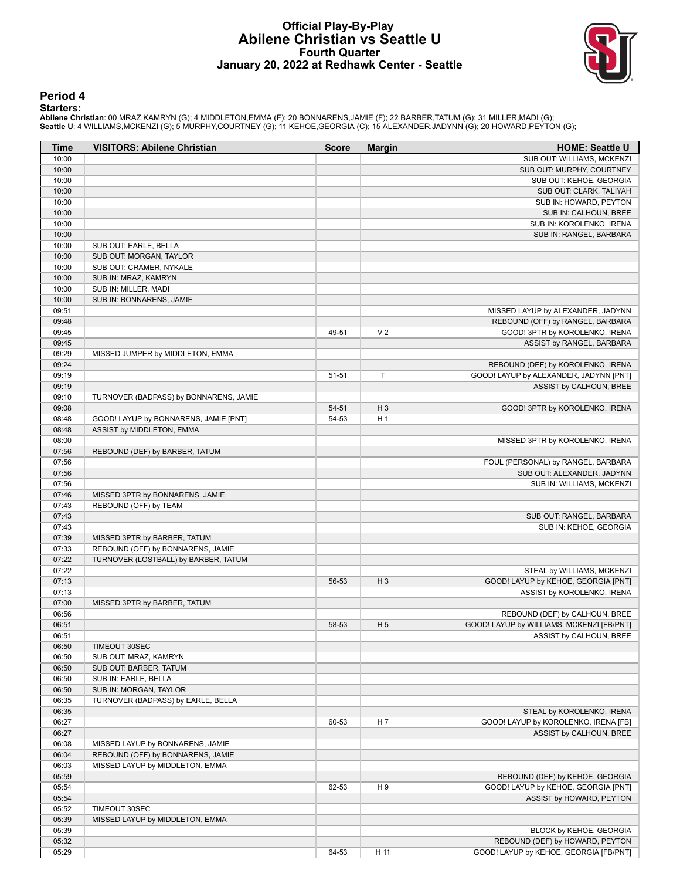# Official Play-By-Play
## Abilene Christian vs Seattle U
### Fourth Quarter
### January 20, 2022 at Redhawk Center - Seattle

## Period 4

**Starters:**

**Abilene Christian**: 00 MRAZ,KAMRYN (G); 4 MIDDLETON,EMMA (F); 20 BONNARENS,JAMIE (F); 22 BARBER,TATUM (G); 31 MILLER,MADI (G);
**Seattle U**: 4 WILLIAMS,MCKENZI (G); 5 MURPHY,COURTNEY (G); 11 KEHOE,GEORGIA (C); 15 ALEXANDER,JADYNN (G); 20 HOWARD,PEYTON (G);

| Time | VISITORS: Abilene Christian | Score | Margin | HOME: Seattle U |
|---|---|---|---|---|
| 10:00 | | | | SUB OUT: WILLIAMS, MCKENZI |
| 10:00 | | | | SUB OUT: MURPHY, COURTNEY |
| 10:00 | | | | SUB OUT: KEHOE, GEORGIA |
| 10:00 | | | | SUB OUT: CLARK, TALIYAH |
| 10:00 | | | | SUB IN: HOWARD, PEYTON |
| 10:00 | | | | SUB IN: CALHOUN, BREE |
| 10:00 | | | | SUB IN: KOROLENKO, IRENA |
| 10:00 | | | | SUB IN: RANGEL, BARBARA |
| 10:00 | SUB OUT: EARLE, BELLA | | | |
| 10:00 | SUB OUT: MORGAN, TAYLOR | | | |
| 10:00 | SUB OUT: CRAMER, NYKALE | | | |
| 10:00 | SUB IN: MRAZ, KAMRYN | | | |
| 10:00 | SUB IN: MILLER, MADI | | | |
| 10:00 | SUB IN: BONNARENS, JAMIE | | | |
| 09:51 | | | | MISSED LAYUP by ALEXANDER, JADYNN |
| 09:48 | | | | REBOUND (OFF) by RANGEL, BARBARA |
| 09:45 | | 49-51 | V 2 | GOOD! 3PTR by KOROLENKO, IRENA |
| 09:45 | | | | ASSIST by RANGEL, BARBARA |
| 09:29 | MISSED JUMPER by MIDDLETON, EMMA | | | |
| 09:24 | | | | REBOUND (DEF) by KOROLENKO, IRENA |
| 09:19 | | 51-51 | T | GOOD! LAYUP by ALEXANDER, JADYNN [PNT] |
| 09:19 | | | | ASSIST by CALHOUN, BREE |
| 09:10 | TURNOVER (BADPASS) by BONNARENS, JAMIE | | | |
| 09:08 | | 54-51 | H 3 | GOOD! 3PTR by KOROLENKO, IRENA |
| 08:48 | GOOD! LAYUP by BONNARENS, JAMIE [PNT] | 54-53 | H 1 | |
| 08:48 | ASSIST by MIDDLETON, EMMA | | | |
| 08:00 | | | | MISSED 3PTR by KOROLENKO, IRENA |
| 07:56 | REBOUND (DEF) by BARBER, TATUM | | | |
| 07:56 | | | | FOUL (PERSONAL) by RANGEL, BARBARA |
| 07:56 | | | | SUB OUT: ALEXANDER, JADYNN |
| 07:56 | | | | SUB IN: WILLIAMS, MCKENZI |
| 07:46 | MISSED 3PTR by BONNARENS, JAMIE | | | |
| 07:43 | REBOUND (OFF) by TEAM | | | |
| 07:43 | | | | SUB OUT: RANGEL, BARBARA |
| 07:43 | | | | SUB IN: KEHOE, GEORGIA |
| 07:39 | MISSED 3PTR by BARBER, TATUM | | | |
| 07:33 | REBOUND (OFF) by BONNARENS, JAMIE | | | |
| 07:22 | TURNOVER (LOSTBALL) by BARBER, TATUM | | | |
| 07:22 | | | | STEAL by WILLIAMS, MCKENZI |
| 07:13 | | 56-53 | H 3 | GOOD! LAYUP by KEHOE, GEORGIA [PNT] |
| 07:13 | | | | ASSIST by KOROLENKO, IRENA |
| 07:00 | MISSED 3PTR by BARBER, TATUM | | | |
| 06:56 | | | | REBOUND (DEF) by CALHOUN, BREE |
| 06:51 | | 58-53 | H 5 | GOOD! LAYUP by WILLIAMS, MCKENZI [FB/PNT] |
| 06:51 | | | | ASSIST by CALHOUN, BREE |
| 06:50 | TIMEOUT 30SEC | | | |
| 06:50 | SUB OUT: MRAZ, KAMRYN | | | |
| 06:50 | SUB OUT: BARBER, TATUM | | | |
| 06:50 | SUB IN: EARLE, BELLA | | | |
| 06:50 | SUB IN: MORGAN, TAYLOR | | | |
| 06:35 | TURNOVER (BADPASS) by EARLE, BELLA | | | |
| 06:35 | | | | STEAL by KOROLENKO, IRENA |
| 06:27 | | 60-53 | H 7 | GOOD! LAYUP by KOROLENKO, IRENA [FB] |
| 06:27 | | | | ASSIST by CALHOUN, BREE |
| 06:08 | MISSED LAYUP by BONNARENS, JAMIE | | | |
| 06:04 | REBOUND (OFF) by BONNARENS, JAMIE | | | |
| 06:03 | MISSED LAYUP by MIDDLETON, EMMA | | | |
| 05:59 | | | | REBOUND (DEF) by KEHOE, GEORGIA |
| 05:54 | | 62-53 | H 9 | GOOD! LAYUP by KEHOE, GEORGIA [PNT] |
| 05:54 | | | | ASSIST by HOWARD, PEYTON |
| 05:52 | TIMEOUT 30SEC | | | |
| 05:39 | MISSED LAYUP by MIDDLETON, EMMA | | | |
| 05:39 | | | | BLOCK by KEHOE, GEORGIA |
| 05:32 | | | | REBOUND (DEF) by HOWARD, PEYTON |
| 05:29 | | 64-53 | H 11 | GOOD! LAYUP by KEHOE, GEORGIA [FB/PNT] |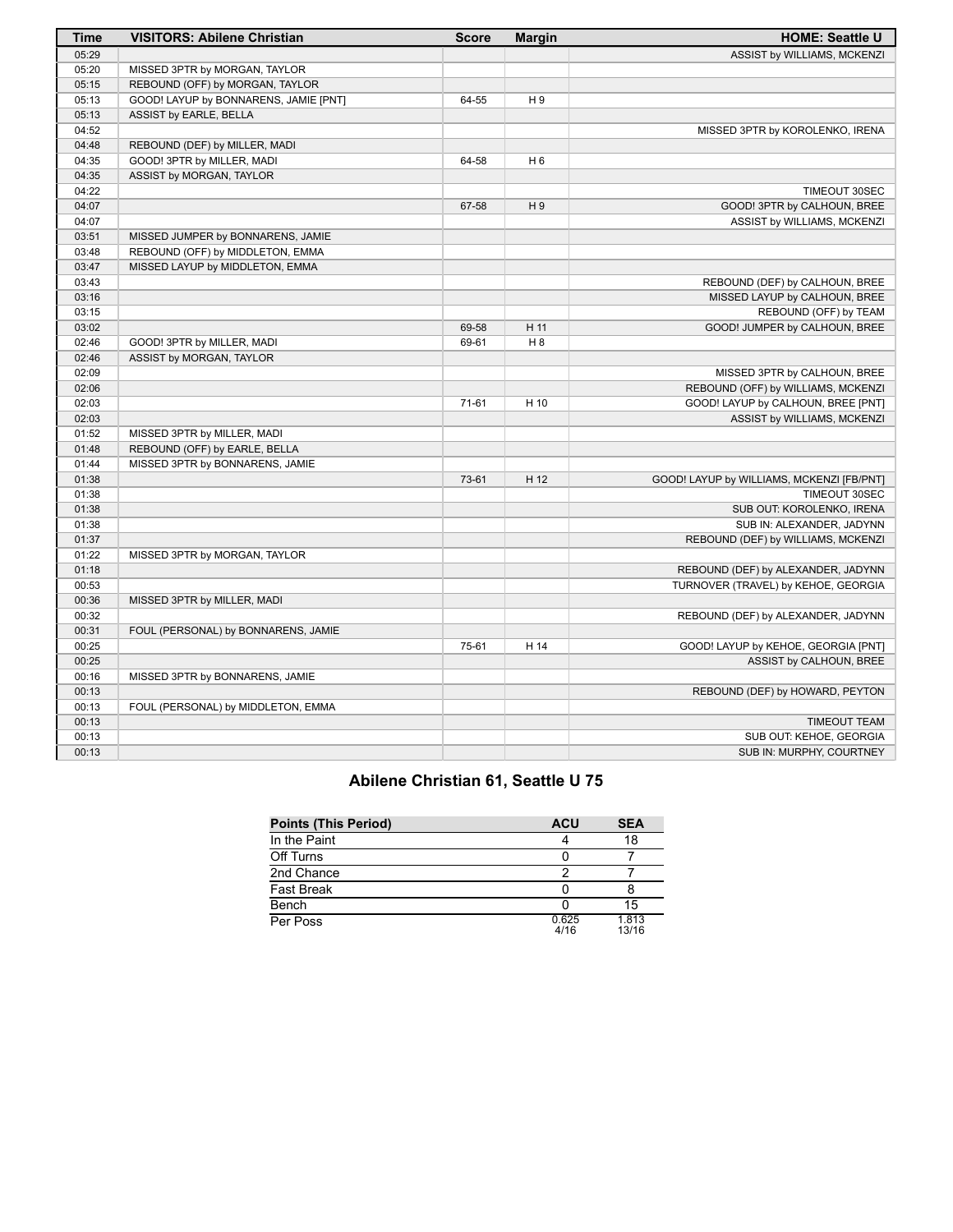| Time | VISITORS: Abilene Christian | Score | Margin | HOME: Seattle U |
|---|---|---|---|---|
| 05:29 | | | | ASSIST by WILLIAMS, MCKENZI |
| 05:20 | MISSED 3PTR by MORGAN, TAYLOR | | | |
| 05:15 | REBOUND (OFF) by MORGAN, TAYLOR | | | |
| 05:13 | GOOD! LAYUP by BONNARENS, JAMIE [PNT] | 64-55 | H 9 | |
| 05:13 | ASSIST by EARLE, BELLA | | | |
| 04:52 | | | | MISSED 3PTR by KOROLENKO, IRENA |
| 04:48 | REBOUND (DEF) by MILLER, MADI | | | |
| 04:35 | GOOD! 3PTR by MILLER, MADI | 64-58 | H 6 | |
| 04:35 | ASSIST by MORGAN, TAYLOR | | | |
| 04:22 | | | | TIMEOUT 30SEC |
| 04:07 | | 67-58 | H 9 | GOOD! 3PTR by CALHOUN, BREE |
| 04:07 | | | | ASSIST by WILLIAMS, MCKENZI |
| 03:51 | MISSED JUMPER by BONNARENS, JAMIE | | | |
| 03:48 | REBOUND (OFF) by MIDDLETON, EMMA | | | |
| 03:47 | MISSED LAYUP by MIDDLETON, EMMA | | | |
| 03:43 | | | | REBOUND (DEF) by CALHOUN, BREE |
| 03:16 | | | | MISSED LAYUP by CALHOUN, BREE |
| 03:15 | | | | REBOUND (OFF) by TEAM |
| 03:02 | | 69-58 | H 11 | GOOD! JUMPER by CALHOUN, BREE |
| 02:46 | GOOD! 3PTR by MILLER, MADI | 69-61 | H 8 | |
| 02:46 | ASSIST by MORGAN, TAYLOR | | | |
| 02:09 | | | | MISSED 3PTR by CALHOUN, BREE |
| 02:06 | | | | REBOUND (OFF) by WILLIAMS, MCKENZI |
| 02:03 | | 71-61 | H 10 | GOOD! LAYUP by CALHOUN, BREE [PNT] |
| 02:03 | | | | ASSIST by WILLIAMS, MCKENZI |
| 01:52 | MISSED 3PTR by MILLER, MADI | | | |
| 01:48 | REBOUND (OFF) by EARLE, BELLA | | | |
| 01:44 | MISSED 3PTR by BONNARENS, JAMIE | | | |
| 01:38 | | 73-61 | H 12 | GOOD! LAYUP by WILLIAMS, MCKENZI [FB/PNT] |
| 01:38 | | | | TIMEOUT 30SEC |
| 01:38 | | | | SUB OUT: KOROLENKO, IRENA |
| 01:38 | | | | SUB IN: ALEXANDER, JADYNN |
| 01:37 | | | | REBOUND (DEF) by WILLIAMS, MCKENZI |
| 01:22 | MISSED 3PTR by MORGAN, TAYLOR | | | |
| 01:18 | | | | REBOUND (DEF) by ALEXANDER, JADYNN |
| 00:53 | | | | TURNOVER (TRAVEL) by KEHOE, GEORGIA |
| 00:36 | MISSED 3PTR by MILLER, MADI | | | |
| 00:32 | | | | REBOUND (DEF) by ALEXANDER, JADYNN |
| 00:31 | FOUL (PERSONAL) by BONNARENS, JAMIE | | | |
| 00:25 | | 75-61 | H 14 | GOOD! LAYUP by KEHOE, GEORGIA [PNT] |
| 00:25 | | | | ASSIST by CALHOUN, BREE |
| 00:16 | MISSED 3PTR by BONNARENS, JAMIE | | | |
| 00:13 | | | | REBOUND (DEF) by HOWARD, PEYTON |
| 00:13 | FOUL (PERSONAL) by MIDDLETON, EMMA | | | |
| 00:13 | | | | TIMEOUT TEAM |
| 00:13 | | | | SUB OUT: KEHOE, GEORGIA |
| 00:13 | | | | SUB IN: MURPHY, COURTNEY |

## Abilene Christian 61, Seattle U 75

| Points (This Period) | ACU | SEA |
|---|---|---|
| In the Paint | 4 | 18 |
| Off Turns | 0 | 7 |
| 2nd Chance | 2 | 7 |
| Fast Break | 0 | 8 |
| Bench | 0 | 15 |
| Per Poss | 0.625 4/16 | 1.813 13/16 |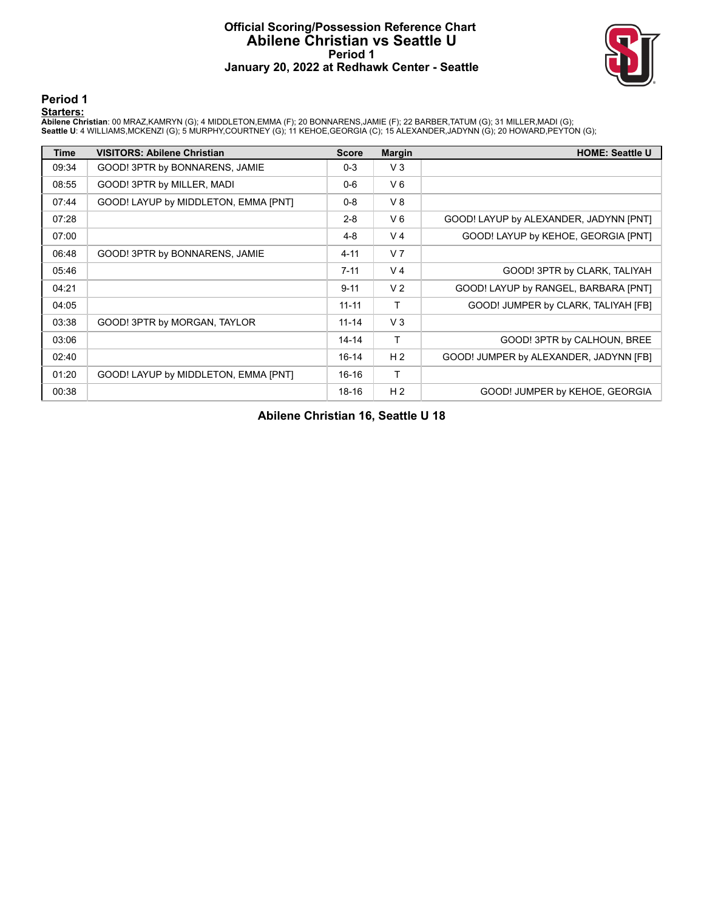# Official Scoring/Possession Reference Chart
# Abilene Christian vs Seattle U
## Period 1
### January 20, 2022 at Redhawk Center - Seattle

## Period 1

**Starters:**

**Abilene Christian**: 00 MRAZ,KAMRYN (G); 4 MIDDLETON,EMMA (F); 20 BONNARENS,JAMIE (F); 22 BARBER,TATUM (G); 31 MILLER,MADI (G);
**Seattle U**: 4 WILLIAMS,MCKENZI (G); 5 MURPHY,COURTNEY (G); 11 KEHOE,GEORGIA (C); 15 ALEXANDER,JADYNN (G); 20 HOWARD,PEYTON (G);

| Time | VISITORS: Abilene Christian | Score | Margin | HOME: Seattle U |
|---|---|---|---|---|
| 09:34 | GOOD! 3PTR by BONNARENS, JAMIE | 0-3 | V 3 | |
| 08:55 | GOOD! 3PTR by MILLER, MADI | 0-6 | V 6 | |
| 07:44 | GOOD! LAYUP by MIDDLETON, EMMA [PNT] | 0-8 | V 8 | |
| 07:28 | | 2-8 | V 6 | GOOD! LAYUP by ALEXANDER, JADYNN [PNT] |
| 07:00 | | 4-8 | V 4 | GOOD! LAYUP by KEHOE, GEORGIA [PNT] |
| 06:48 | GOOD! 3PTR by BONNARENS, JAMIE | 4-11 | V 7 | |
| 05:46 | | 7-11 | V 4 | GOOD! 3PTR by CLARK, TALIYAH |
| 04:21 | | 9-11 | V 2 | GOOD! LAYUP by RANGEL, BARBARA [PNT] |
| 04:05 | | 11-11 | T | GOOD! JUMPER by CLARK, TALIYAH [FB] |
| 03:38 | GOOD! 3PTR by MORGAN, TAYLOR | 11-14 | V 3 | |
| 03:06 | | 14-14 | T | GOOD! 3PTR by CALHOUN, BREE |
| 02:40 | | 16-14 | H 2 | GOOD! JUMPER by ALEXANDER, JADYNN [FB] |
| 01:20 | GOOD! LAYUP by MIDDLETON, EMMA [PNT] | 16-16 | T | |
| 00:38 | | 18-16 | H 2 | GOOD! JUMPER by KEHOE, GEORGIA |

**Abilene Christian 16, Seattle U 18**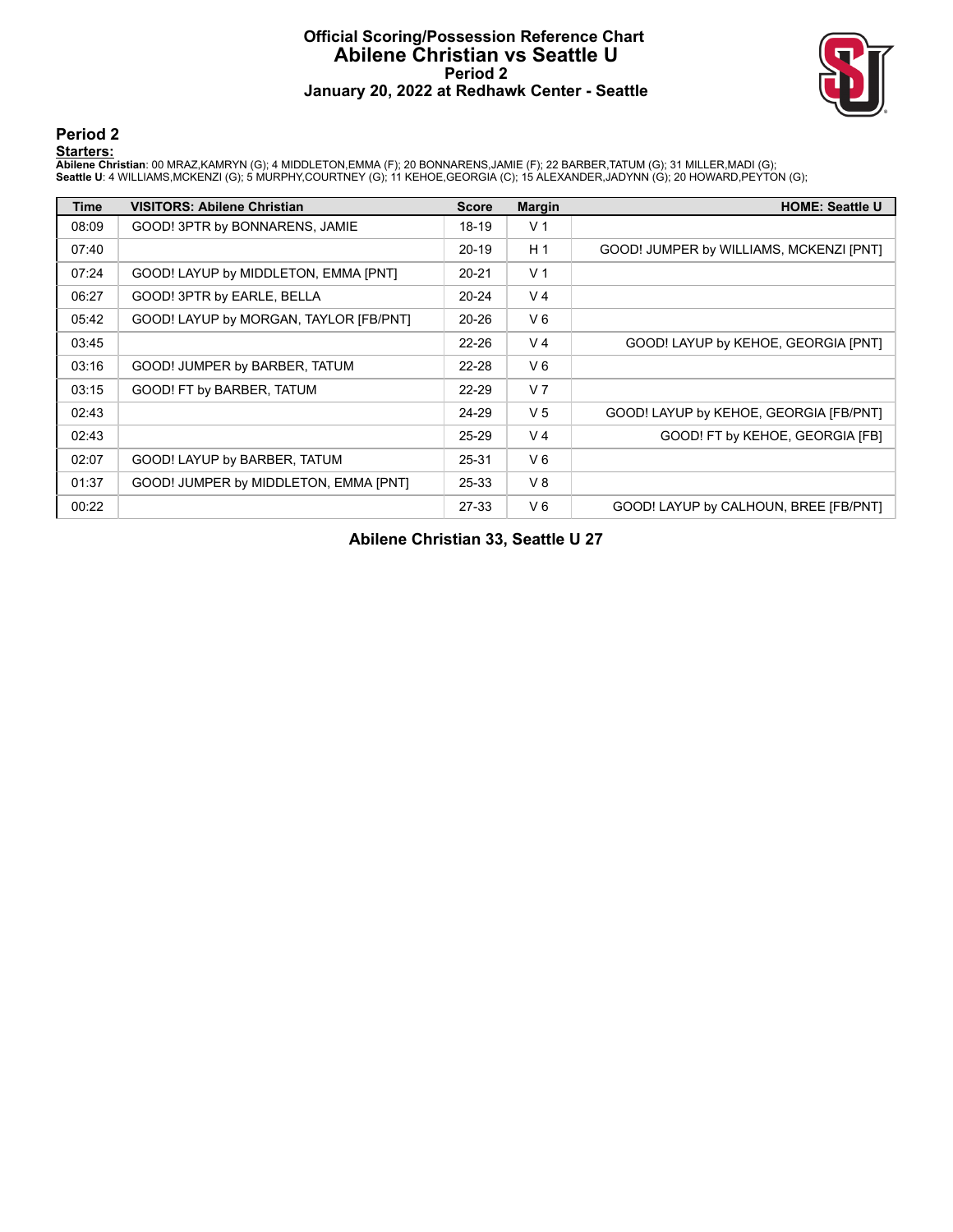# Official Scoring/Possession Reference Chart
# Abilene Christian vs Seattle U
## Period 2
## January 20, 2022 at Redhawk Center - Seattle

## Period 2

**Starters:**

**Abilene Christian**: 00 MRAZ,KAMRYN (G); 4 MIDDLETON,EMMA (F); 20 BONNARENS,JAMIE (F); 22 BARBER,TATUM (G); 31 MILLER,MADI (G);
**Seattle U**: 4 WILLIAMS,MCKENZI (G); 5 MURPHY,COURTNEY (G); 11 KEHOE,GEORGIA (C); 15 ALEXANDER,JADYNN (G); 20 HOWARD,PEYTON (G);

| Time | VISITORS: Abilene Christian | Score | Margin | HOME: Seattle U |
|---|---|---|---|---|
| 08:09 | GOOD! 3PTR by BONNARENS, JAMIE | 18-19 | V 1 | |
| 07:40 | | 20-19 | H 1 | GOOD! JUMPER by WILLIAMS, MCKENZI [PNT] |
| 07:24 | GOOD! LAYUP by MIDDLETON, EMMA [PNT] | 20-21 | V 1 | |
| 06:27 | GOOD! 3PTR by EARLE, BELLA | 20-24 | V 4 | |
| 05:42 | GOOD! LAYUP by MORGAN, TAYLOR [FB/PNT] | 20-26 | V 6 | |
| 03:45 | | 22-26 | V 4 | GOOD! LAYUP by KEHOE, GEORGIA [PNT] |
| 03:16 | GOOD! JUMPER by BARBER, TATUM | 22-28 | V 6 | |
| 03:15 | GOOD! FT by BARBER, TATUM | 22-29 | V 7 | |
| 02:43 | | 24-29 | V 5 | GOOD! LAYUP by KEHOE, GEORGIA [FB/PNT] |
| 02:43 | | 25-29 | V 4 | GOOD! FT by KEHOE, GEORGIA [FB] |
| 02:07 | GOOD! LAYUP by BARBER, TATUM | 25-31 | V 6 | |
| 01:37 | GOOD! JUMPER by MIDDLETON, EMMA [PNT] | 25-33 | V 8 | |
| 00:22 | | 27-33 | V 6 | GOOD! LAYUP by CALHOUN, BREE [FB/PNT] |

**Abilene Christian 33, Seattle U 27**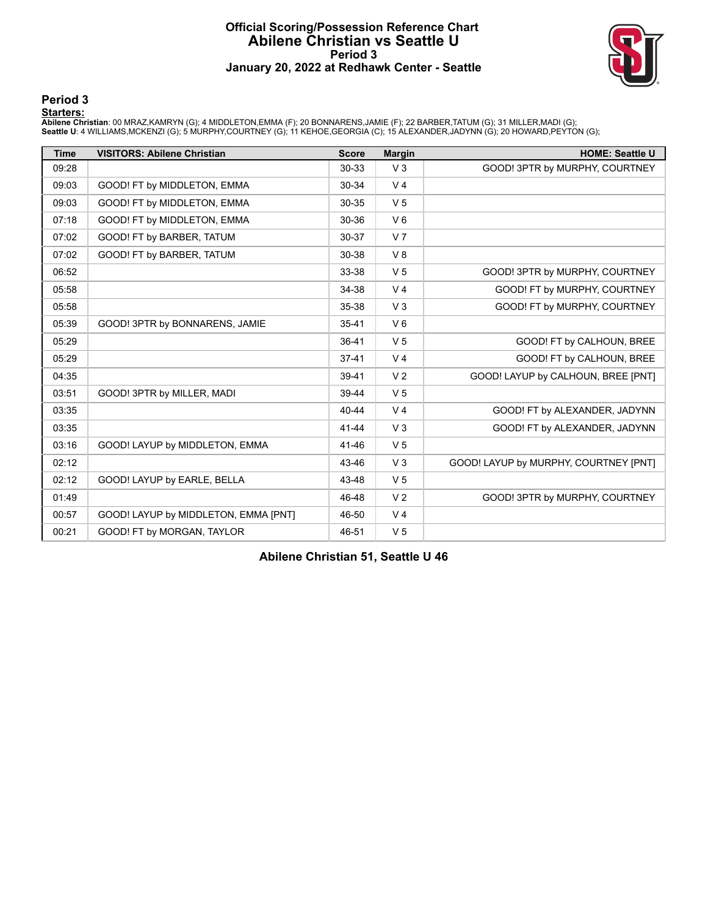# Official Scoring/Possession Reference Chart
## Abilene Christian vs Seattle U
### Period 3
### January 20, 2022 at Redhawk Center - Seattle

## Period 3

**Starters:**

**Abilene Christian**: 00 MRAZ,KAMRYN (G); 4 MIDDLETON,EMMA (F); 20 BONNARENS,JAMIE (F); 22 BARBER,TATUM (G); 31 MILLER,MADI (G);
**Seattle U**: 4 WILLIAMS,MCKENZI (G); 5 MURPHY,COURTNEY (G); 11 KEHOE,GEORGIA (C); 15 ALEXANDER,JADYNN (G); 20 HOWARD,PEYTON (G);

| Time | VISITORS: Abilene Christian | Score | Margin | HOME: Seattle U |
|---|---|---|---|---|
| 09:28 | | 30-33 | V 3 | GOOD! 3PTR by MURPHY, COURTNEY |
| 09:03 | GOOD! FT by MIDDLETON, EMMA | 30-34 | V 4 | |
| 09:03 | GOOD! FT by MIDDLETON, EMMA | 30-35 | V 5 | |
| 07:18 | GOOD! FT by MIDDLETON, EMMA | 30-36 | V 6 | |
| 07:02 | GOOD! FT by BARBER, TATUM | 30-37 | V 7 | |
| 07:02 | GOOD! FT by BARBER, TATUM | 30-38 | V 8 | |
| 06:52 | | 33-38 | V 5 | GOOD! 3PTR by MURPHY, COURTNEY |
| 05:58 | | 34-38 | V 4 | GOOD! FT by MURPHY, COURTNEY |
| 05:58 | | 35-38 | V 3 | GOOD! FT by MURPHY, COURTNEY |
| 05:39 | GOOD! 3PTR by BONNARENS, JAMIE | 35-41 | V 6 | |
| 05:29 | | 36-41 | V 5 | GOOD! FT by CALHOUN, BREE |
| 05:29 | | 37-41 | V 4 | GOOD! FT by CALHOUN, BREE |
| 04:35 | | 39-41 | V 2 | GOOD! LAYUP by CALHOUN, BREE [PNT] |
| 03:51 | GOOD! 3PTR by MILLER, MADI | 39-44 | V 5 | |
| 03:35 | | 40-44 | V 4 | GOOD! FT by ALEXANDER, JADYNN |
| 03:35 | | 41-44 | V 3 | GOOD! FT by ALEXANDER, JADYNN |
| 03:16 | GOOD! LAYUP by MIDDLETON, EMMA | 41-46 | V 5 | |
| 02:12 | | 43-46 | V 3 | GOOD! LAYUP by MURPHY, COURTNEY [PNT] |
| 02:12 | GOOD! LAYUP by EARLE, BELLA | 43-48 | V 5 | |
| 01:49 | | 46-48 | V 2 | GOOD! 3PTR by MURPHY, COURTNEY |
| 00:57 | GOOD! LAYUP by MIDDLETON, EMMA [PNT] | 46-50 | V 4 | |
| 00:21 | GOOD! FT by MORGAN, TAYLOR | 46-51 | V 5 | |

**Abilene Christian 51, Seattle U 46**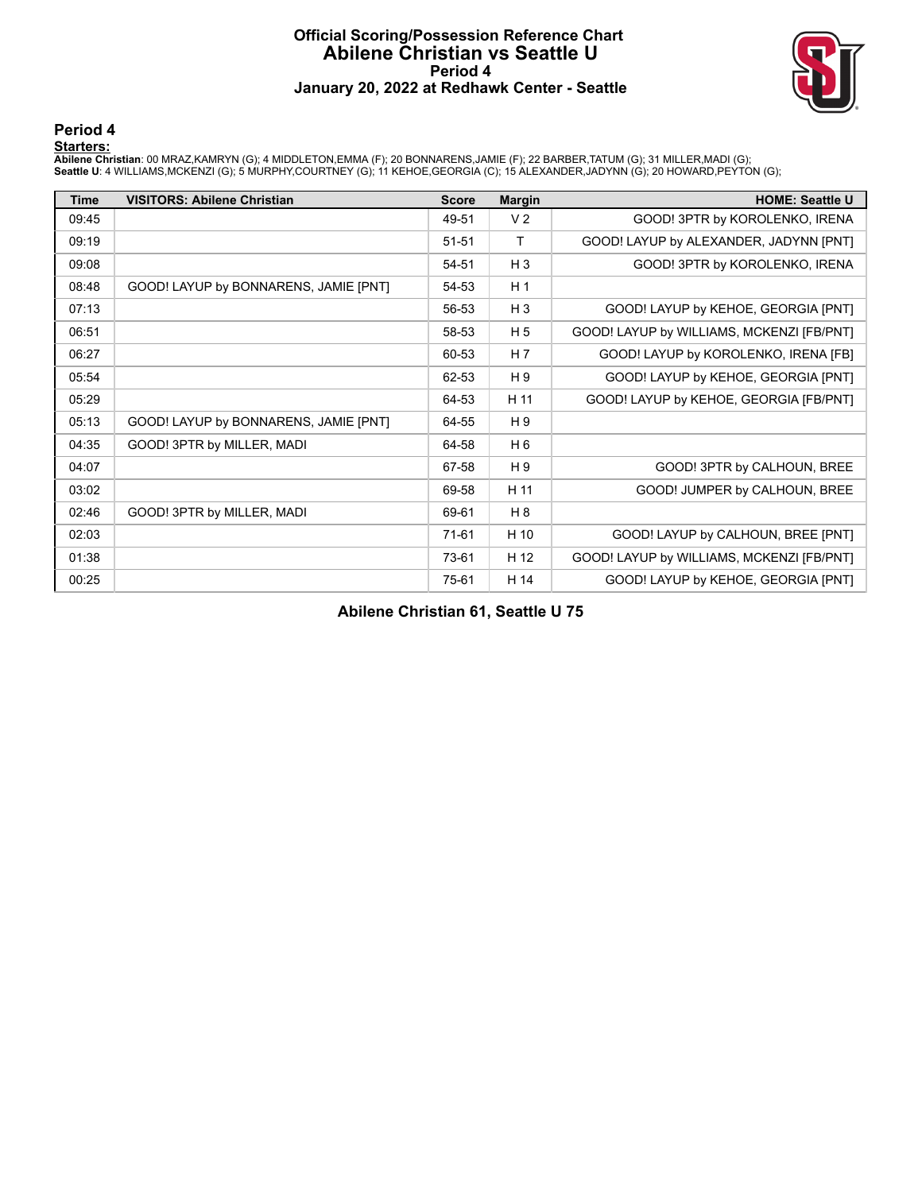# Official Scoring/Possession Reference Chart
## Abilene Christian vs Seattle U
### Period 4
### January 20, 2022 at Redhawk Center - Seattle

## Period 4

**Starters:**

**Abilene Christian**: 00 MRAZ,KAMRYN (G); 4 MIDDLETON,EMMA (F); 20 BONNARENS,JAMIE (F); 22 BARBER,TATUM (G); 31 MILLER,MADI (G);
**Seattle U**: 4 WILLIAMS,MCKENZI (G); 5 MURPHY,COURTNEY (G); 11 KEHOE,GEORGIA (C); 15 ALEXANDER,JADYNN (G); 20 HOWARD,PEYTON (G);

| Time | VISITORS: Abilene Christian | Score | Margin | HOME: Seattle U |
|---|---|---|---|---|
| 09:45 | | 49-51 | V 2 | GOOD! 3PTR by KOROLENKO, IRENA |
| 09:19 | | 51-51 | T | GOOD! LAYUP by ALEXANDER, JADYNN [PNT] |
| 09:08 | | 54-51 | H 3 | GOOD! 3PTR by KOROLENKO, IRENA |
| 08:48 | GOOD! LAYUP by BONNARENS, JAMIE [PNT] | 54-53 | H 1 | |
| 07:13 | | 56-53 | H 3 | GOOD! LAYUP by KEHOE, GEORGIA [PNT] |
| 06:51 | | 58-53 | H 5 | GOOD! LAYUP by WILLIAMS, MCKENZI [FB/PNT] |
| 06:27 | | 60-53 | H 7 | GOOD! LAYUP by KOROLENKO, IRENA [FB] |
| 05:54 | | 62-53 | H 9 | GOOD! LAYUP by KEHOE, GEORGIA [PNT] |
| 05:29 | | 64-53 | H 11 | GOOD! LAYUP by KEHOE, GEORGIA [FB/PNT] |
| 05:13 | GOOD! LAYUP by BONNARENS, JAMIE [PNT] | 64-55 | H 9 | |
| 04:35 | GOOD! 3PTR by MILLER, MADI | 64-58 | H 6 | |
| 04:07 | | 67-58 | H 9 | GOOD! 3PTR by CALHOUN, BREE |
| 03:02 | | 69-58 | H 11 | GOOD! JUMPER by CALHOUN, BREE |
| 02:46 | GOOD! 3PTR by MILLER, MADI | 69-61 | H 8 | |
| 02:03 | | 71-61 | H 10 | GOOD! LAYUP by CALHOUN, BREE [PNT] |
| 01:38 | | 73-61 | H 12 | GOOD! LAYUP by WILLIAMS, MCKENZI [FB/PNT] |
| 00:25 | | 75-61 | H 14 | GOOD! LAYUP by KEHOE, GEORGIA [PNT] |

**Abilene Christian 61, Seattle U 75**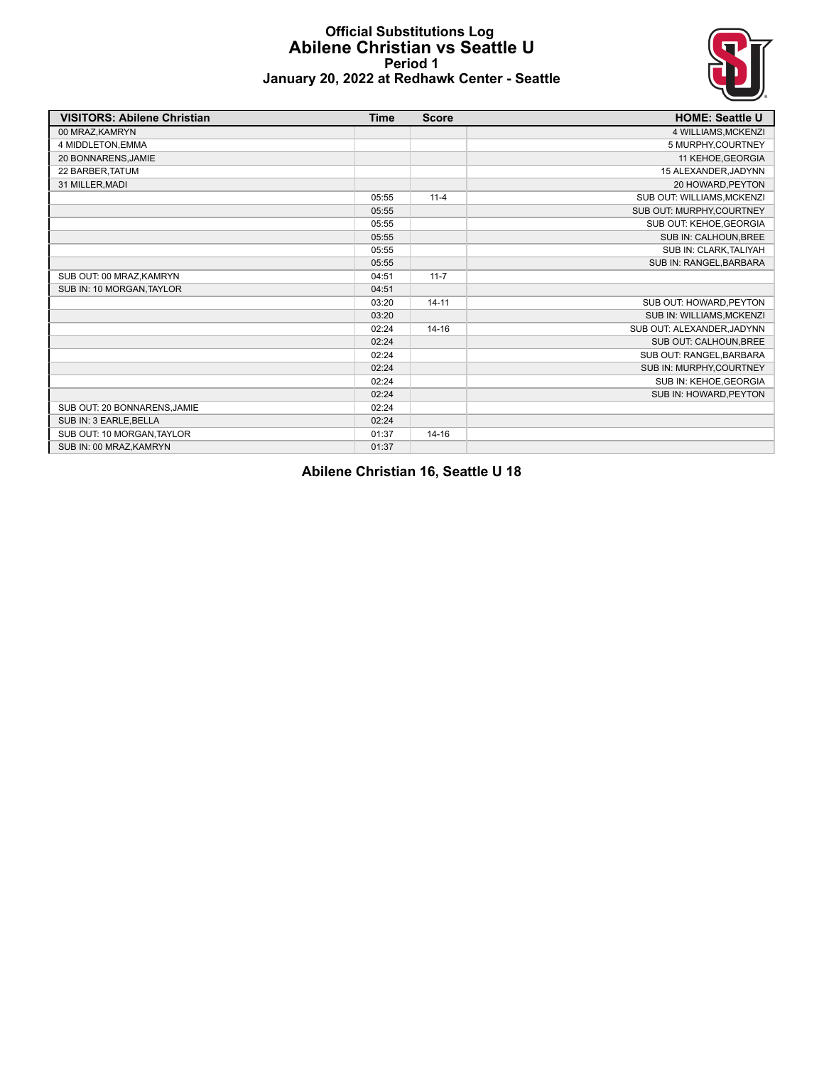# Official Substitutions Log
## Abilene Christian vs Seattle U
### Period 1
### January 20, 2022 at Redhawk Center - Seattle

| VISITORS: Abilene Christian | Time | Score | HOME: Seattle U |
|---|---|---|---|
| 00 MRAZ,KAMRYN | | | 4 WILLIAMS,MCKENZI |
| 4 MIDDLETON,EMMA | | | 5 MURPHY,COURTNEY |
| 20 BONNARENS,JAMIE | | | 11 KEHOE,GEORGIA |
| 22 BARBER,TATUM | | | 15 ALEXANDER,JADYNN |
| 31 MILLER,MADI | | | 20 HOWARD,PEYTON |
| | 05:55 | 11-4 | SUB OUT: WILLIAMS,MCKENZI |
| | 05:55 | | SUB OUT: MURPHY,COURTNEY |
| | 05:55 | | SUB OUT: KEHOE,GEORGIA |
| | 05:55 | | SUB IN: CALHOUN,BREE |
| | 05:55 | | SUB IN: CLARK,TALIYAH |
| | 05:55 | | SUB IN: RANGEL,BARBARA |
| SUB OUT: 00 MRAZ,KAMRYN | 04:51 | 11-7 | |
| SUB IN: 10 MORGAN,TAYLOR | 04:51 | | |
| | 03:20 | 14-11 | SUB OUT: HOWARD,PEYTON |
| | 03:20 | | SUB IN: WILLIAMS,MCKENZI |
| | 02:24 | 14-16 | SUB OUT: ALEXANDER,JADYNN |
| | 02:24 | | SUB OUT: CALHOUN,BREE |
| | 02:24 | | SUB OUT: RANGEL,BARBARA |
| | 02:24 | | SUB IN: MURPHY,COURTNEY |
| | 02:24 | | SUB IN: KEHOE,GEORGIA |
| | 02:24 | | SUB IN: HOWARD,PEYTON |
| SUB OUT: 20 BONNARENS,JAMIE | 02:24 | | |
| SUB IN: 3 EARLE,BELLA | 02:24 | | |
| SUB OUT: 10 MORGAN,TAYLOR | 01:37 | 14-16 | |
| SUB IN: 00 MRAZ,KAMRYN | 01:37 | | |

**Abilene Christian 16, Seattle U 18**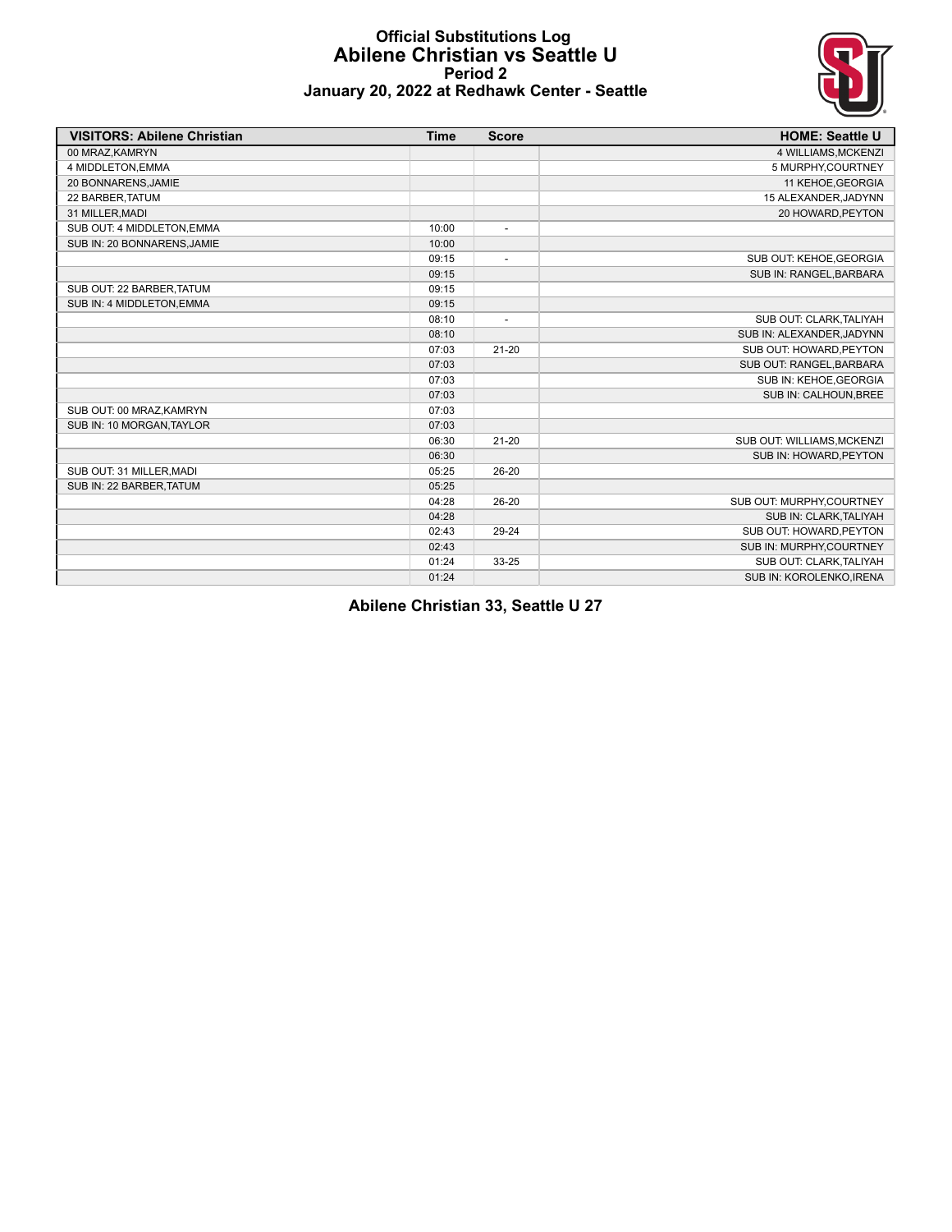# Official Substitutions Log
## Abilene Christian vs Seattle U
### Period 2
### January 20, 2022 at Redhawk Center - Seattle

| VISITORS: Abilene Christian | Time | Score | HOME: Seattle U |
|---|---|---|---|
| 00 MRAZ,KAMRYN | | | 4 WILLIAMS,MCKENZI |
| 4 MIDDLETON,EMMA | | | 5 MURPHY,COURTNEY |
| 20 BONNARENS,JAMIE | | | 11 KEHOE,GEORGIA |
| 22 BARBER,TATUM | | | 15 ALEXANDER,JADYNN |
| 31 MILLER,MADI | | | 20 HOWARD,PEYTON |
| SUB OUT: 4 MIDDLETON,EMMA | 10:00 | - | |
| SUB IN: 20 BONNARENS,JAMIE | 10:00 | | |
| | 09:15 | - | SUB OUT: KEHOE,GEORGIA |
| | 09:15 | | SUB IN: RANGEL,BARBARA |
| SUB OUT: 22 BARBER,TATUM | 09:15 | | |
| SUB IN: 4 MIDDLETON,EMMA | 09:15 | | |
| | 08:10 | - | SUB OUT: CLARK,TALIYAH |
| | 08:10 | | SUB IN: ALEXANDER,JADYNN |
| | 07:03 | 21-20 | SUB OUT: HOWARD,PEYTON |
| | 07:03 | | SUB OUT: RANGEL,BARBARA |
| | 07:03 | | SUB IN: KEHOE,GEORGIA |
| | 07:03 | | SUB IN: CALHOUN,BREE |
| SUB OUT: 00 MRAZ,KAMRYN | 07:03 | | |
| SUB IN: 10 MORGAN,TAYLOR | 07:03 | | |
| | 06:30 | 21-20 | SUB OUT: WILLIAMS,MCKENZI |
| | 06:30 | | SUB IN: HOWARD,PEYTON |
| SUB OUT: 31 MILLER,MADI | 05:25 | 26-20 | |
| SUB IN: 22 BARBER,TATUM | 05:25 | | |
| | 04:28 | 26-20 | SUB OUT: MURPHY,COURTNEY |
| | 04:28 | | SUB IN: CLARK,TALIYAH |
| | 02:43 | 29-24 | SUB OUT: HOWARD,PEYTON |
| | 02:43 | | SUB IN: MURPHY,COURTNEY |
| | 01:24 | 33-25 | SUB OUT: CLARK,TALIYAH |
| | 01:24 | | SUB IN: KOROLENKO,IRENA |

**Abilene Christian 33, Seattle U 27**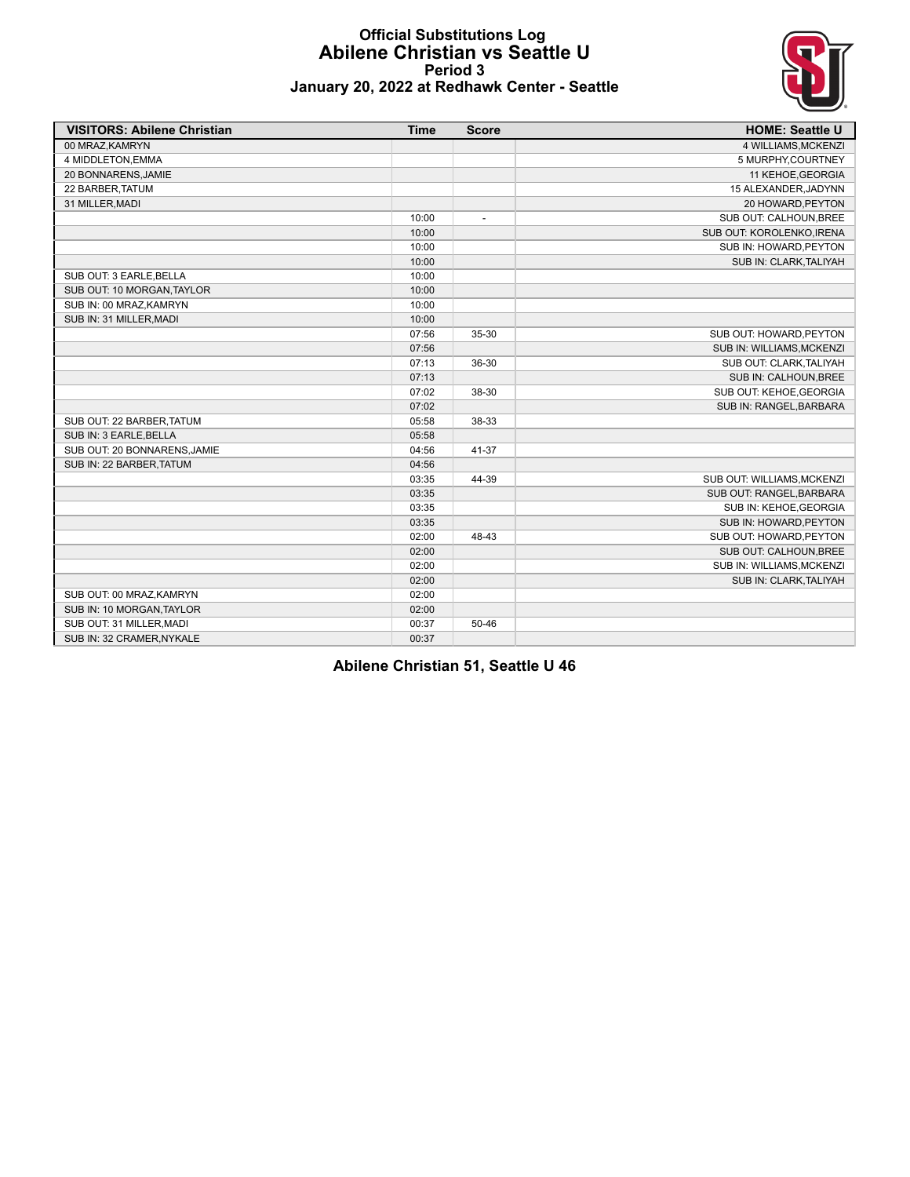# Official Substitutions Log
## Abilene Christian vs Seattle U
### Period 3
### January 20, 2022 at Redhawk Center - Seattle

| VISITORS: Abilene Christian | Time | Score | HOME: Seattle U |
|---|---|---|---|
| 00 MRAZ,KAMRYN | | | 4 WILLIAMS,MCKENZI |
| 4 MIDDLETON,EMMA | | | 5 MURPHY,COURTNEY |
| 20 BONNARENS,JAMIE | | | 11 KEHOE,GEORGIA |
| 22 BARBER,TATUM | | | 15 ALEXANDER,JADYNN |
| 31 MILLER,MADI | | | 20 HOWARD,PEYTON |
| | 10:00 | - | SUB OUT: CALHOUN,BREE |
| | 10:00 | | SUB OUT: KOROLENKO,IRENA |
| | 10:00 | | SUB IN: HOWARD,PEYTON |
| | 10:00 | | SUB IN: CLARK,TALIYAH |
| SUB OUT: 3 EARLE,BELLA | 10:00 | | |
| SUB OUT: 10 MORGAN,TAYLOR | 10:00 | | |
| SUB IN: 00 MRAZ,KAMRYN | 10:00 | | |
| SUB IN: 31 MILLER,MADI | 10:00 | | |
| | 07:56 | 35-30 | SUB OUT: HOWARD,PEYTON |
| | 07:56 | | SUB IN: WILLIAMS,MCKENZI |
| | 07:13 | 36-30 | SUB OUT: CLARK,TALIYAH |
| | 07:13 | | SUB IN: CALHOUN,BREE |
| | 07:02 | 38-30 | SUB OUT: KEHOE,GEORGIA |
| | 07:02 | | SUB IN: RANGEL,BARBARA |
| SUB OUT: 22 BARBER,TATUM | 05:58 | 38-33 | |
| SUB IN: 3 EARLE,BELLA | 05:58 | | |
| SUB OUT: 20 BONNARENS,JAMIE | 04:56 | 41-37 | |
| SUB IN: 22 BARBER,TATUM | 04:56 | | |
| | 03:35 | 44-39 | SUB OUT: WILLIAMS,MCKENZI |
| | 03:35 | | SUB OUT: RANGEL,BARBARA |
| | 03:35 | | SUB IN: KEHOE,GEORGIA |
| | 03:35 | | SUB IN: HOWARD,PEYTON |
| | 02:00 | 48-43 | SUB OUT: HOWARD,PEYTON |
| | 02:00 | | SUB OUT: CALHOUN,BREE |
| | 02:00 | | SUB IN: WILLIAMS,MCKENZI |
| | 02:00 | | SUB IN: CLARK,TALIYAH |
| SUB OUT: 00 MRAZ,KAMRYN | 02:00 | | |
| SUB IN: 10 MORGAN,TAYLOR | 02:00 | | |
| SUB OUT: 31 MILLER,MADI | 00:37 | 50-46 | |
| SUB IN: 32 CRAMER,NYKALE | 00:37 | | |

**Abilene Christian 51, Seattle U 46**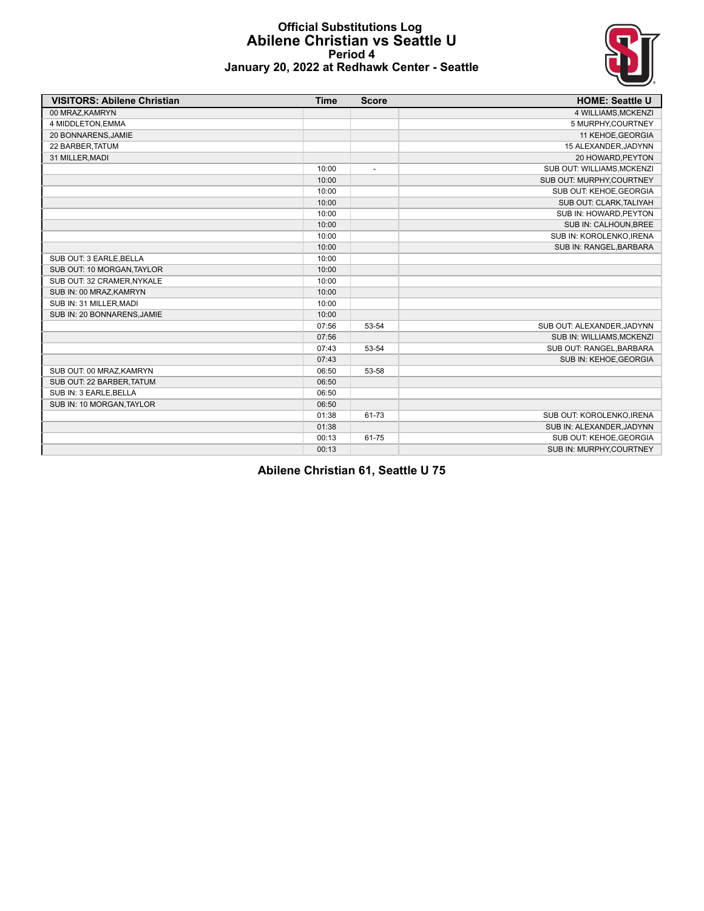# Official Substitutions Log
## Abilene Christian vs Seattle U
### Period 4
### January 20, 2022 at Redhawk Center - Seattle

| VISITORS: Abilene Christian | Time | Score | HOME: Seattle U |
|---|---|---|---|
| 00 MRAZ,KAMRYN | | | 4 WILLIAMS,MCKENZI |
| 4 MIDDLETON,EMMA | | | 5 MURPHY,COURTNEY |
| 20 BONNARENS,JAMIE | | | 11 KEHOE,GEORGIA |
| 22 BARBER,TATUM | | | 15 ALEXANDER,JADYNN |
| 31 MILLER,MADI | | | 20 HOWARD,PEYTON |
| | 10:00 | - | SUB OUT: WILLIAMS,MCKENZI |
| | 10:00 | | SUB OUT: MURPHY,COURTNEY |
| | 10:00 | | SUB OUT: KEHOE,GEORGIA |
| | 10:00 | | SUB OUT: CLARK,TALIYAH |
| | 10:00 | | SUB IN: HOWARD,PEYTON |
| | 10:00 | | SUB IN: CALHOUN,BREE |
| | 10:00 | | SUB IN: KOROLENKO,IRENA |
| | 10:00 | | SUB IN: RANGEL,BARBARA |
| SUB OUT: 3 EARLE,BELLA | 10:00 | | |
| SUB OUT: 10 MORGAN,TAYLOR | 10:00 | | |
| SUB OUT: 32 CRAMER,NYKALE | 10:00 | | |
| SUB IN: 00 MRAZ,KAMRYN | 10:00 | | |
| SUB IN: 31 MILLER,MADI | 10:00 | | |
| SUB IN: 20 BONNARENS,JAMIE | 10:00 | | |
| | 07:56 | 53-54 | SUB OUT: ALEXANDER,JADYNN |
| | 07:56 | | SUB IN: WILLIAMS,MCKENZI |
| | 07:43 | 53-54 | SUB OUT: RANGEL,BARBARA |
| | 07:43 | | SUB IN: KEHOE,GEORGIA |
| SUB OUT: 00 MRAZ,KAMRYN | 06:50 | 53-58 | |
| SUB OUT: 22 BARBER,TATUM | 06:50 | | |
| SUB IN: 3 EARLE,BELLA | 06:50 | | |
| SUB IN: 10 MORGAN,TAYLOR | 06:50 | | |
| | 01:38 | 61-73 | SUB OUT: KOROLENKO,IRENA |
| | 01:38 | | SUB IN: ALEXANDER,JADYNN |
| | 00:13 | 61-75 | SUB OUT: KEHOE,GEORGIA |
| | 00:13 | | SUB IN: MURPHY,COURTNEY |

**Abilene Christian 61, Seattle U 75**